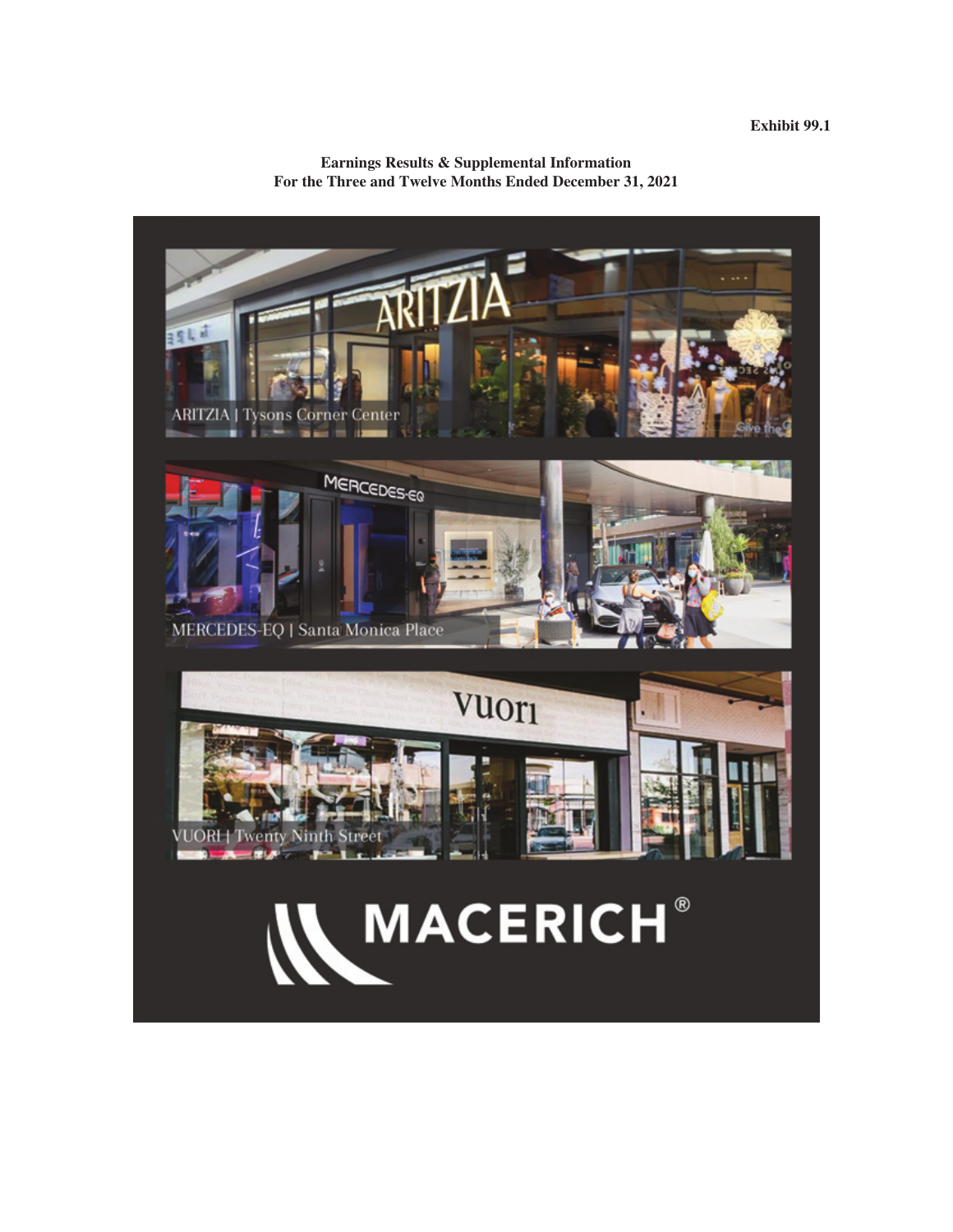**Exhibit 99.1**

**Earnings Results & Supplemental Information**
**For the Three and Twelve Months Ended December 31, 2021**

ARITZIA | Tysons Corner Center

MERCEDES-EQ | Santa Monica Place

VUORI | Twenty Ninth Street

MACERICH®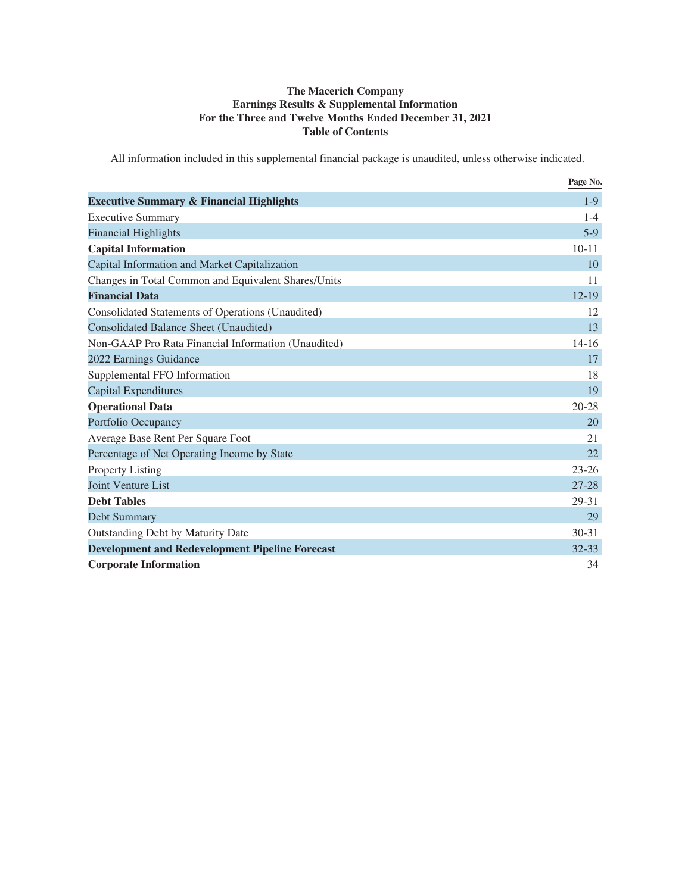**The Macerich Company**
**Earnings Results & Supplemental Information**
**For the Three and Twelve Months Ended December 31, 2021**
**Table of Contents**

All information included in this supplemental financial package is unaudited, unless otherwise indicated.

| | Page No. |
|---|---|
| **Executive Summary & Financial Highlights** | 1-9 |
| Executive Summary | 1-4 |
| Financial Highlights | 5-9 |
| **Capital Information** | 10-11 |
| Capital Information and Market Capitalization | 10 |
| Changes in Total Common and Equivalent Shares/Units | 11 |
| **Financial Data** | 12-19 |
| Consolidated Statements of Operations (Unaudited) | 12 |
| Consolidated Balance Sheet (Unaudited) | 13 |
| Non-GAAP Pro Rata Financial Information (Unaudited) | 14-16 |
| 2022 Earnings Guidance | 17 |
| Supplemental FFO Information | 18 |
| Capital Expenditures | 19 |
| **Operational Data** | 20-28 |
| Portfolio Occupancy | 20 |
| Average Base Rent Per Square Foot | 21 |
| Percentage of Net Operating Income by State | 22 |
| Property Listing | 23-26 |
| Joint Venture List | 27-28 |
| **Debt Tables** | 29-31 |
| Debt Summary | 29 |
| Outstanding Debt by Maturity Date | 30-31 |
| **Development and Redevelopment Pipeline Forecast** | 32-33 |
| **Corporate Information** | 34 |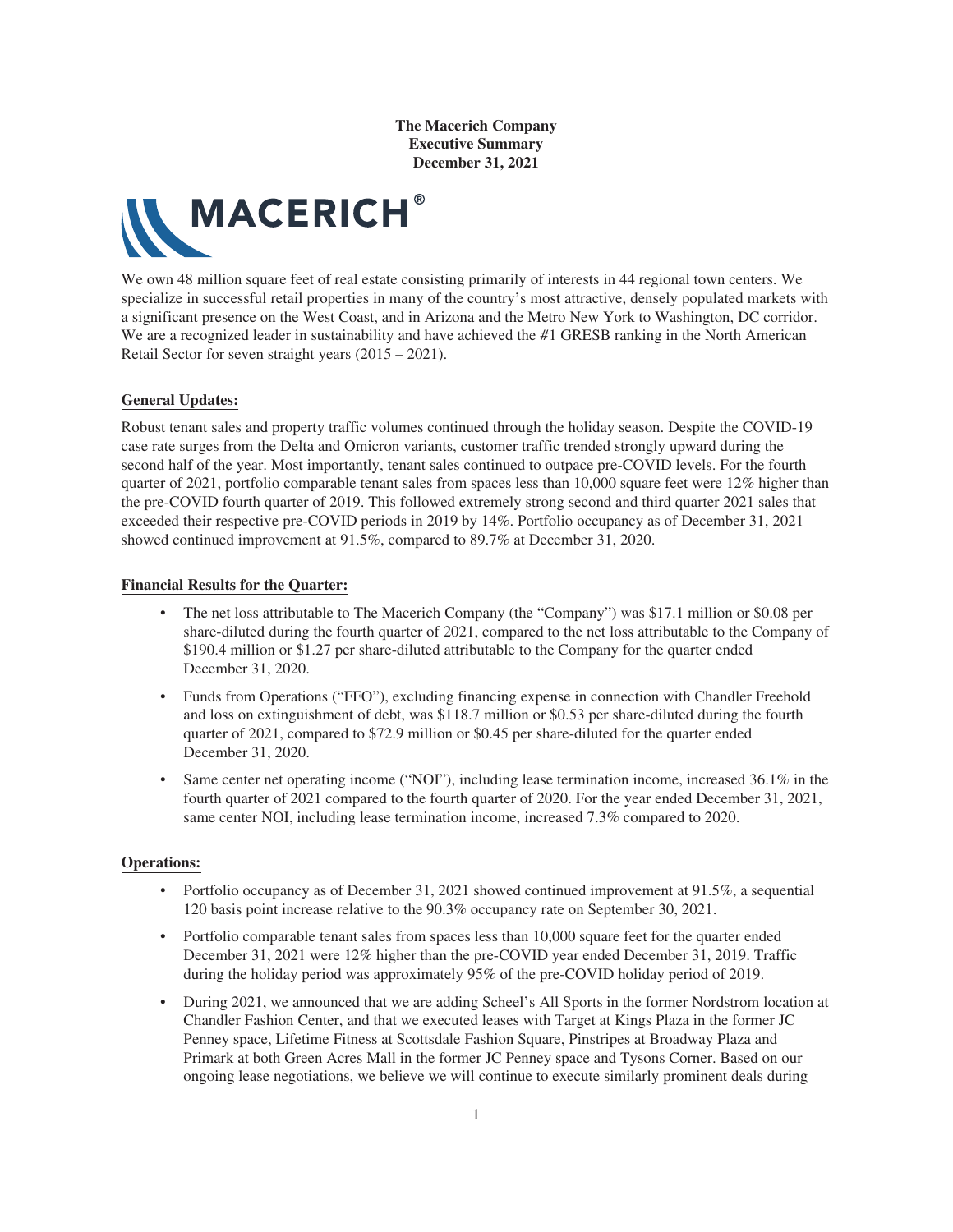**The Macerich Company**
**Executive Summary**
**December 31, 2021**

MACERICH®

We own 48 million square feet of real estate consisting primarily of interests in 44 regional town centers. We specialize in successful retail properties in many of the country's most attractive, densely populated markets with a significant presence on the West Coast, and in Arizona and the Metro New York to Washington, DC corridor. We are a recognized leader in sustainability and have achieved the #1 GRESB ranking in the North American Retail Sector for seven straight years (2015 – 2021).

**General Updates:**

Robust tenant sales and property traffic volumes continued through the holiday season. Despite the COVID-19 case rate surges from the Delta and Omicron variants, customer traffic trended strongly upward during the second half of the year. Most importantly, tenant sales continued to outpace pre-COVID levels. For the fourth quarter of 2021, portfolio comparable tenant sales from spaces less than 10,000 square feet were 12% higher than the pre-COVID fourth quarter of 2019. This followed extremely strong second and third quarter 2021 sales that exceeded their respective pre-COVID periods in 2019 by 14%. Portfolio occupancy as of December 31, 2021 showed continued improvement at 91.5%, compared to 89.7% at December 31, 2020.

**Financial Results for the Quarter:**

- The net loss attributable to The Macerich Company (the "Company") was $17.1 million or $0.08 per share-diluted during the fourth quarter of 2021, compared to the net loss attributable to the Company of $190.4 million or $1.27 per share-diluted attributable to the Company for the quarter ended December 31, 2020.
- Funds from Operations ("FFO"), excluding financing expense in connection with Chandler Freehold and loss on extinguishment of debt, was $118.7 million or $0.53 per share-diluted during the fourth quarter of 2021, compared to $72.9 million or $0.45 per share-diluted for the quarter ended December 31, 2020.
- Same center net operating income ("NOI"), including lease termination income, increased 36.1% in the fourth quarter of 2021 compared to the fourth quarter of 2020. For the year ended December 31, 2021, same center NOI, including lease termination income, increased 7.3% compared to 2020.

**Operations:**

- Portfolio occupancy as of December 31, 2021 showed continued improvement at 91.5%, a sequential 120 basis point increase relative to the 90.3% occupancy rate on September 30, 2021.
- Portfolio comparable tenant sales from spaces less than 10,000 square feet for the quarter ended December 31, 2021 were 12% higher than the pre-COVID year ended December 31, 2019. Traffic during the holiday period was approximately 95% of the pre-COVID holiday period of 2019.
- During 2021, we announced that we are adding Scheel's All Sports in the former Nordstrom location at Chandler Fashion Center, and that we executed leases with Target at Kings Plaza in the former JC Penney space, Lifetime Fitness at Scottsdale Fashion Square, Pinstripes at Broadway Plaza and Primark at both Green Acres Mall in the former JC Penney space and Tysons Corner. Based on our ongoing lease negotiations, we believe we will continue to execute similarly prominent deals during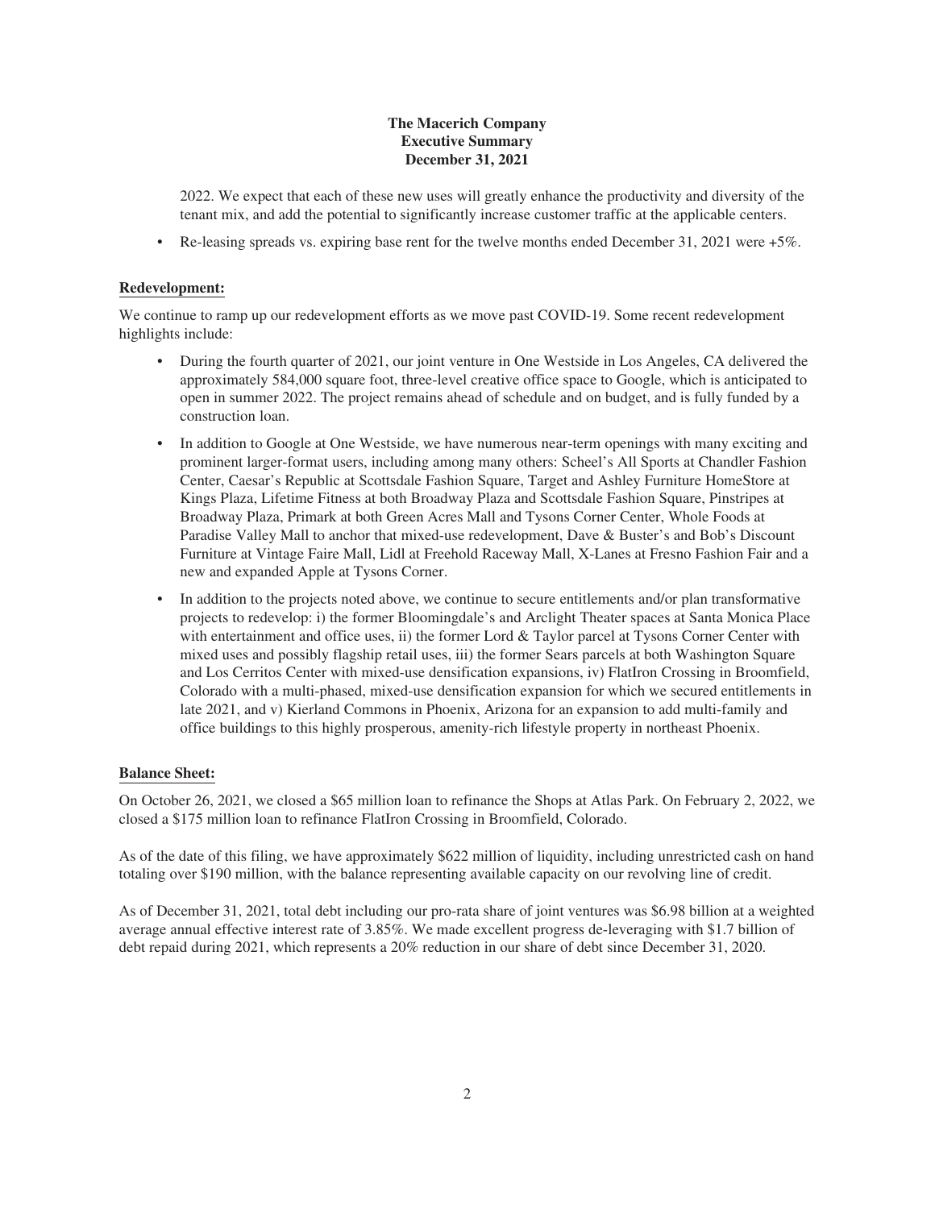**The Macerich Company**
**Executive Summary**
**December 31, 2021**

2022. We expect that each of these new uses will greatly enhance the productivity and diversity of the tenant mix, and add the potential to significantly increase customer traffic at the applicable centers.

- Re-leasing spreads vs. expiring base rent for the twelve months ended December 31, 2021 were +5%.

**Redevelopment:**

We continue to ramp up our redevelopment efforts as we move past COVID-19. Some recent redevelopment highlights include:

- During the fourth quarter of 2021, our joint venture in One Westside in Los Angeles, CA delivered the approximately 584,000 square foot, three-level creative office space to Google, which is anticipated to open in summer 2022. The project remains ahead of schedule and on budget, and is fully funded by a construction loan.
- In addition to Google at One Westside, we have numerous near-term openings with many exciting and prominent larger-format users, including among many others: Scheel's All Sports at Chandler Fashion Center, Caesar's Republic at Scottsdale Fashion Square, Target and Ashley Furniture HomeStore at Kings Plaza, Lifetime Fitness at both Broadway Plaza and Scottsdale Fashion Square, Pinstripes at Broadway Plaza, Primark at both Green Acres Mall and Tysons Corner Center, Whole Foods at Paradise Valley Mall to anchor that mixed-use redevelopment, Dave & Buster's and Bob's Discount Furniture at Vintage Faire Mall, Lidl at Freehold Raceway Mall, X-Lanes at Fresno Fashion Fair and a new and expanded Apple at Tysons Corner.
- In addition to the projects noted above, we continue to secure entitlements and/or plan transformative projects to redevelop: i) the former Bloomingdale's and Arclight Theater spaces at Santa Monica Place with entertainment and office uses, ii) the former Lord & Taylor parcel at Tysons Corner Center with mixed uses and possibly flagship retail uses, iii) the former Sears parcels at both Washington Square and Los Cerritos Center with mixed-use densification expansions, iv) FlatIron Crossing in Broomfield, Colorado with a multi-phased, mixed-use densification expansion for which we secured entitlements in late 2021, and v) Kierland Commons in Phoenix, Arizona for an expansion to add multi-family and office buildings to this highly prosperous, amenity-rich lifestyle property in northeast Phoenix.

**Balance Sheet:**

On October 26, 2021, we closed a $65 million loan to refinance the Shops at Atlas Park. On February 2, 2022, we closed a $175 million loan to refinance FlatIron Crossing in Broomfield, Colorado.

As of the date of this filing, we have approximately $622 million of liquidity, including unrestricted cash on hand totaling over $190 million, with the balance representing available capacity on our revolving line of credit.

As of December 31, 2021, total debt including our pro-rata share of joint ventures was $6.98 billion at a weighted average annual effective interest rate of 3.85%. We made excellent progress de-leveraging with $1.7 billion of debt repaid during 2021, which represents a 20% reduction in our share of debt since December 31, 2020.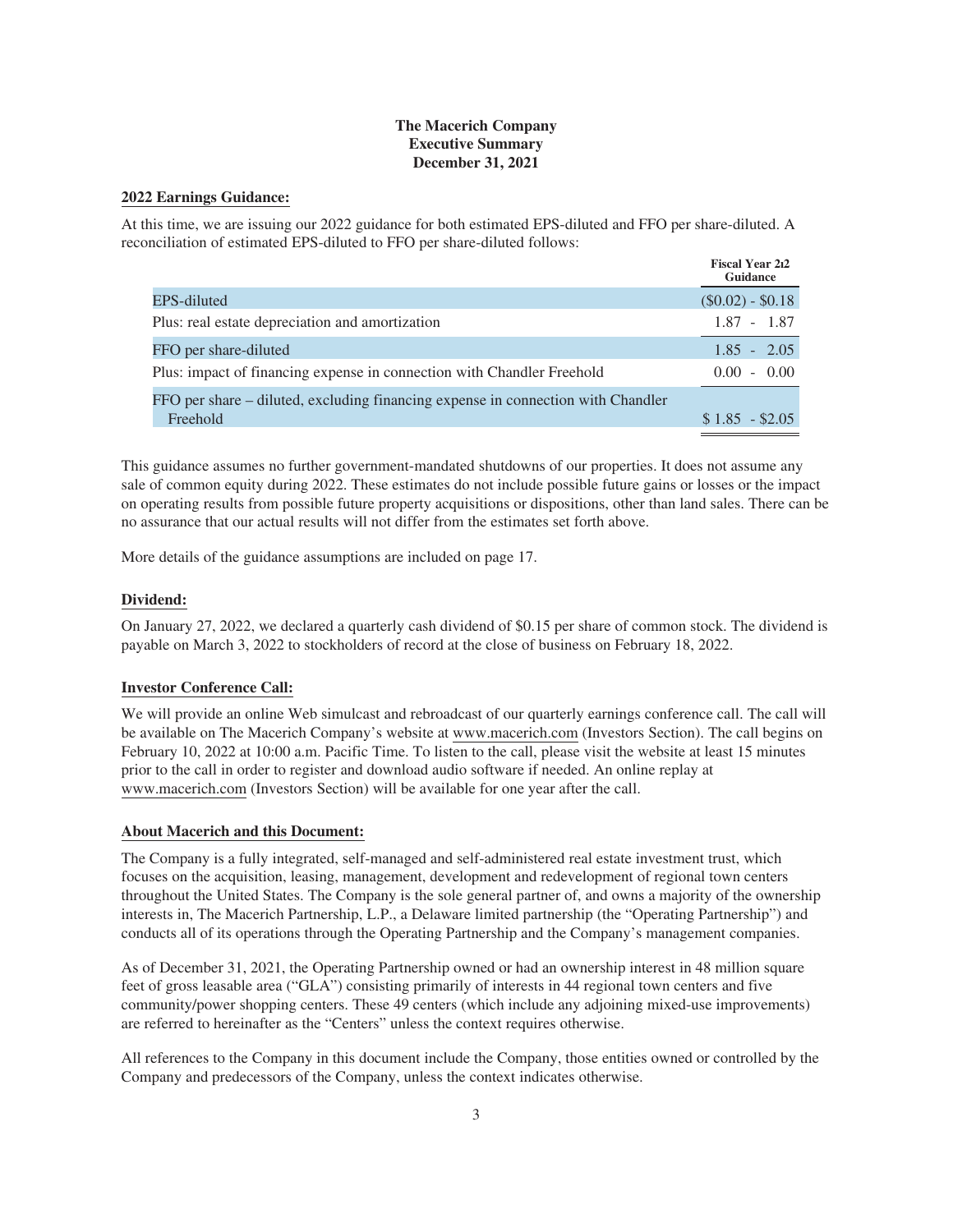**The Macerich Company**
**Executive Summary**
**December 31, 2021**

**2022 Earnings Guidance:**

At this time, we are issuing our 2022 guidance for both estimated EPS-diluted and FFO per share-diluted. A reconciliation of estimated EPS-diluted to FFO per share-diluted follows:

| | Fiscal Year 2022 Guidance |
|---|---|
| EPS-diluted | ($0.02) - $0.18 |
| Plus: real estate depreciation and amortization | 1.87 - 1.87 |
| FFO per share-diluted | 1.85 - 2.05 |
| Plus: impact of financing expense in connection with Chandler Freehold | 0.00 - 0.00 |
| FFO per share – diluted, excluding financing expense in connection with Chandler Freehold | $ 1.85 - $2.05 |

This guidance assumes no further government-mandated shutdowns of our properties. It does not assume any sale of common equity during 2022. These estimates do not include possible future gains or losses or the impact on operating results from possible future property acquisitions or dispositions, other than land sales. There can be no assurance that our actual results will not differ from the estimates set forth above.

More details of the guidance assumptions are included on page 17.

**Dividend:**

On January 27, 2022, we declared a quarterly cash dividend of $0.15 per share of common stock. The dividend is payable on March 3, 2022 to stockholders of record at the close of business on February 18, 2022.

**Investor Conference Call:**

We will provide an online Web simulcast and rebroadcast of our quarterly earnings conference call. The call will be available on The Macerich Company's website at www.macerich.com (Investors Section). The call begins on February 10, 2022 at 10:00 a.m. Pacific Time. To listen to the call, please visit the website at least 15 minutes prior to the call in order to register and download audio software if needed. An online replay at www.macerich.com (Investors Section) will be available for one year after the call.

**About Macerich and this Document:**

The Company is a fully integrated, self-managed and self-administered real estate investment trust, which focuses on the acquisition, leasing, management, development and redevelopment of regional town centers throughout the United States. The Company is the sole general partner of, and owns a majority of the ownership interests in, The Macerich Partnership, L.P., a Delaware limited partnership (the "Operating Partnership") and conducts all of its operations through the Operating Partnership and the Company's management companies.

As of December 31, 2021, the Operating Partnership owned or had an ownership interest in 48 million square feet of gross leasable area ("GLA") consisting primarily of interests in 44 regional town centers and five community/power shopping centers. These 49 centers (which include any adjoining mixed-use improvements) are referred to hereinafter as the "Centers" unless the context requires otherwise.

All references to the Company in this document include the Company, those entities owned or controlled by the Company and predecessors of the Company, unless the context indicates otherwise.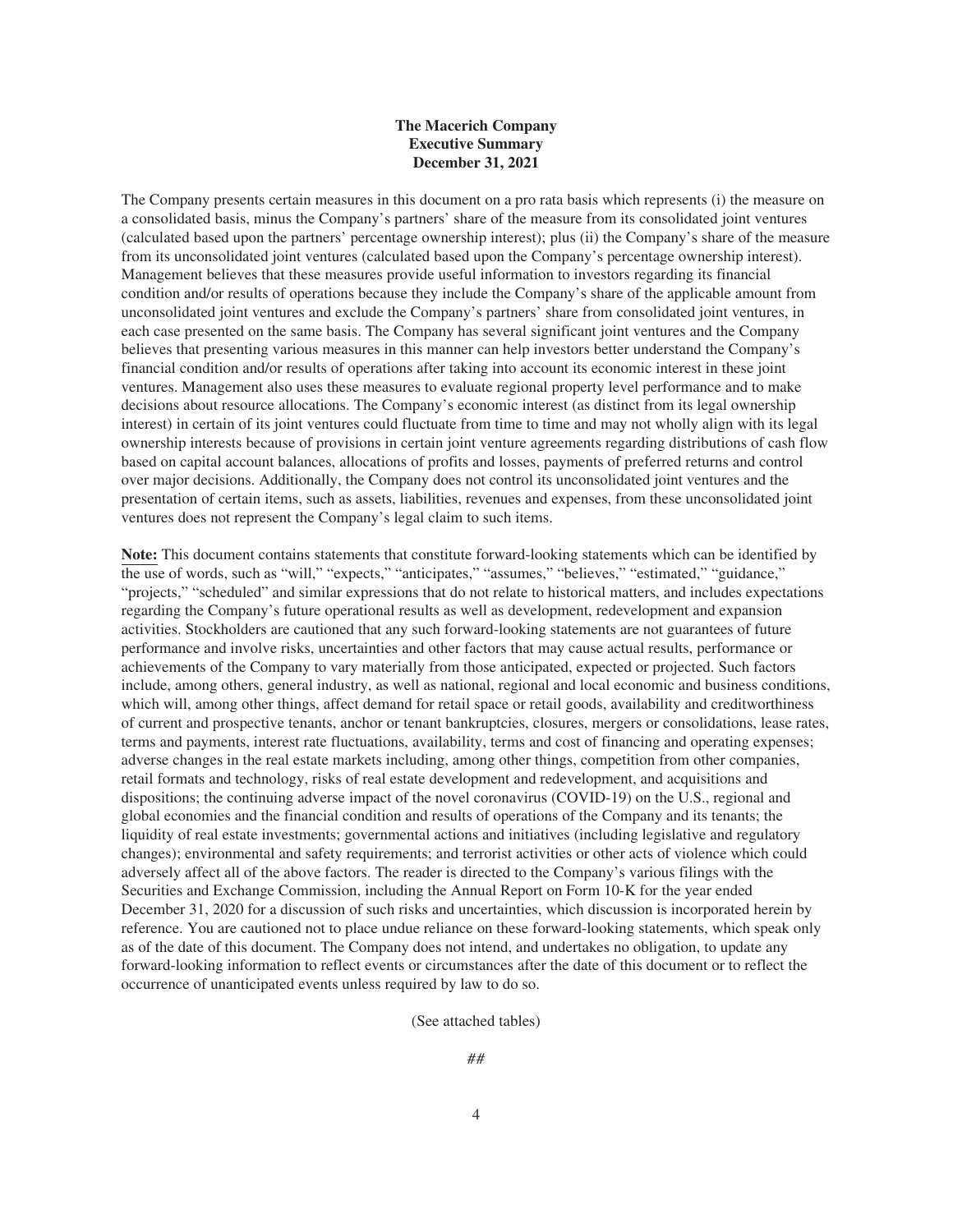**The Macerich Company**
**Executive Summary**
**December 31, 2021**

The Company presents certain measures in this document on a pro rata basis which represents (i) the measure on a consolidated basis, minus the Company's partners' share of the measure from its consolidated joint ventures (calculated based upon the partners' percentage ownership interest); plus (ii) the Company's share of the measure from its unconsolidated joint ventures (calculated based upon the Company's percentage ownership interest). Management believes that these measures provide useful information to investors regarding its financial condition and/or results of operations because they include the Company's share of the applicable amount from unconsolidated joint ventures and exclude the Company's partners' share from consolidated joint ventures, in each case presented on the same basis. The Company has several significant joint ventures and the Company believes that presenting various measures in this manner can help investors better understand the Company's financial condition and/or results of operations after taking into account its economic interest in these joint ventures. Management also uses these measures to evaluate regional property level performance and to make decisions about resource allocations. The Company's economic interest (as distinct from its legal ownership interest) in certain of its joint ventures could fluctuate from time to time and may not wholly align with its legal ownership interests because of provisions in certain joint venture agreements regarding distributions of cash flow based on capital account balances, allocations of profits and losses, payments of preferred returns and control over major decisions. Additionally, the Company does not control its unconsolidated joint ventures and the presentation of certain items, such as assets, liabilities, revenues and expenses, from these unconsolidated joint ventures does not represent the Company's legal claim to such items.

**Note:** This document contains statements that constitute forward-looking statements which can be identified by the use of words, such as "will," "expects," "anticipates," "assumes," "believes," "estimated," "guidance," "projects," "scheduled" and similar expressions that do not relate to historical matters, and includes expectations regarding the Company's future operational results as well as development, redevelopment and expansion activities. Stockholders are cautioned that any such forward-looking statements are not guarantees of future performance and involve risks, uncertainties and other factors that may cause actual results, performance or achievements of the Company to vary materially from those anticipated, expected or projected. Such factors include, among others, general industry, as well as national, regional and local economic and business conditions, which will, among other things, affect demand for retail space or retail goods, availability and creditworthiness of current and prospective tenants, anchor or tenant bankruptcies, closures, mergers or consolidations, lease rates, terms and payments, interest rate fluctuations, availability, terms and cost of financing and operating expenses; adverse changes in the real estate markets including, among other things, competition from other companies, retail formats and technology, risks of real estate development and redevelopment, and acquisitions and dispositions; the continuing adverse impact of the novel coronavirus (COVID-19) on the U.S., regional and global economies and the financial condition and results of operations of the Company and its tenants; the liquidity of real estate investments; governmental actions and initiatives (including legislative and regulatory changes); environmental and safety requirements; and terrorist activities or other acts of violence which could adversely affect all of the above factors. The reader is directed to the Company's various filings with the Securities and Exchange Commission, including the Annual Report on Form 10-K for the year ended December 31, 2020 for a discussion of such risks and uncertainties, which discussion is incorporated herein by reference. You are cautioned not to place undue reliance on these forward-looking statements, which speak only as of the date of this document. The Company does not intend, and undertakes no obligation, to update any forward-looking information to reflect events or circumstances after the date of this document or to reflect the occurrence of unanticipated events unless required by law to do so.

(See attached tables)

##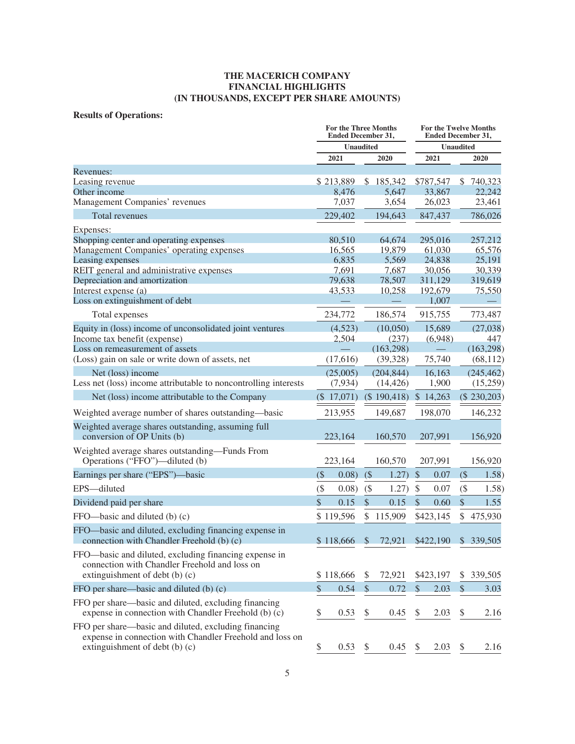**THE MACERICH COMPANY**
**FINANCIAL HIGHLIGHTS**
**(IN THOUSANDS, EXCEPT PER SHARE AMOUNTS)**

**Results of Operations:**

| | For the Three Months Ended December 31, | | For the Twelve Months Ended December 31, | |
|---|---|---|---|---|
| | Unaudited | | Unaudited | |
| | 2021 | 2020 | 2021 | 2020 |
| Revenues: | | | | |
| Leasing revenue | $ 213,889 | $ 185,342 | $787,547 | $ 740,323 |
| Other income | 8,476 | 5,647 | 33,867 | 22,242 |
| Management Companies' revenues | 7,037 | 3,654 | 26,023 | 23,461 |
| Total revenues | 229,402 | 194,643 | 847,437 | 786,026 |
| Expenses: | | | | |
| Shopping center and operating expenses | 80,510 | 64,674 | 295,016 | 257,212 |
| Management Companies' operating expenses | 16,565 | 19,879 | 61,030 | 65,576 |
| Leasing expenses | 6,835 | 5,569 | 24,838 | 25,191 |
| REIT general and administrative expenses | 7,691 | 7,687 | 30,056 | 30,339 |
| Depreciation and amortization | 79,638 | 78,507 | 311,129 | 319,619 |
| Interest expense (a) | 43,533 | 10,258 | 192,679 | 75,550 |
| Loss on extinguishment of debt | — | — | 1,007 | — |
| Total expenses | 234,772 | 186,574 | 915,755 | 773,487 |
| Equity in (loss) income of unconsolidated joint ventures | (4,523) | (10,050) | 15,689 | (27,038) |
| Income tax benefit (expense) | 2,504 | (237) | (6,948) | 447 |
| Loss on remeasurement of assets | — | (163,298) | — | (163,298) |
| (Loss) gain on sale or write down of assets, net | (17,616) | (39,328) | 75,740 | (68,112) |
| Net (loss) income | (25,005) | (204,844) | 16,163 | (245,462) |
| Less net (loss) income attributable to noncontrolling interests | (7,934) | (14,426) | 1,900 | (15,259) |
| Net (loss) income attributable to the Company | ($ 17,071) | ($ 190,418) | $ 14,263 | ($ 230,203) |
| Weighted average number of shares outstanding—basic | 213,955 | 149,687 | 198,070 | 146,232 |
| Weighted average shares outstanding, assuming full conversion of OP Units (b) | 223,164 | 160,570 | 207,991 | 156,920 |
| Weighted average shares outstanding—Funds From Operations ("FFO")—diluted (b) | 223,164 | 160,570 | 207,991 | 156,920 |
| Earnings per share ("EPS")—basic | ($ 0.08) | ($ 1.27) | $ 0.07 | ($ 1.58) |
| EPS—diluted | ($ 0.08) | ($ 1.27) | $ 0.07 | ($ 1.58) |
| Dividend paid per share | $ 0.15 | $ 0.15 | $ 0.60 | $ 1.55 |
| FFO—basic and diluted (b) (c) | $ 119,596 | $ 115,909 | $423,145 | $ 475,930 |
| FFO—basic and diluted, excluding financing expense in connection with Chandler Freehold (b) (c) | $ 118,666 | $ 72,921 | $422,190 | $ 339,505 |
| FFO—basic and diluted, excluding financing expense in connection with Chandler Freehold and loss on extinguishment of debt (b) (c) | $ 118,666 | $ 72,921 | $423,197 | $ 339,505 |
| FFO per share—basic and diluted (b) (c) | $ 0.54 | $ 0.72 | $ 2.03 | $ 3.03 |
| FFO per share—basic and diluted, excluding financing expense in connection with Chandler Freehold (b) (c) | $ 0.53 | $ 0.45 | $ 2.03 | $ 2.16 |
| FFO per share—basic and diluted, excluding financing expense in connection with Chandler Freehold and loss on extinguishment of debt (b) (c) | $ 0.53 | $ 0.45 | $ 2.03 | $ 2.16 |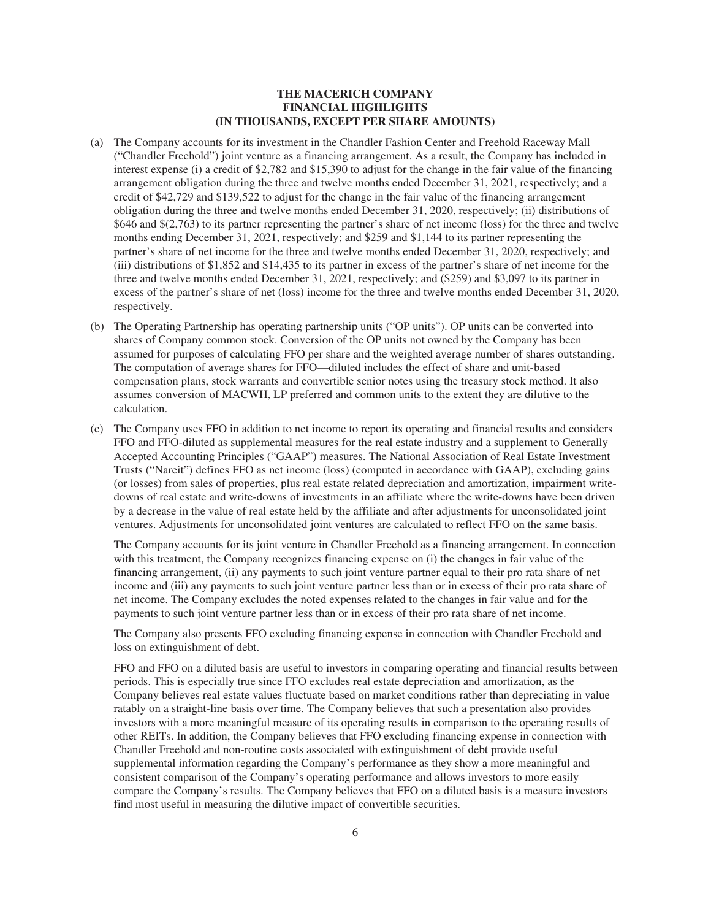# THE MACERICH COMPANY
## FINANCIAL HIGHLIGHTS
### (IN THOUSANDS, EXCEPT PER SHARE AMOUNTS)

(a) The Company accounts for its investment in the Chandler Fashion Center and Freehold Raceway Mall ("Chandler Freehold") joint venture as a financing arrangement. As a result, the Company has included in interest expense (i) a credit of $2,782 and $15,390 to adjust for the change in the fair value of the financing arrangement obligation during the three and twelve months ended December 31, 2021, respectively; and a credit of $42,729 and $139,522 to adjust for the change in the fair value of the financing arrangement obligation during the three and twelve months ended December 31, 2020, respectively; (ii) distributions of $646 and $(2,763) to its partner representing the partner's share of net income (loss) for the three and twelve months ending December 31, 2021, respectively; and $259 and $1,144 to its partner representing the partner's share of net income for the three and twelve months ended December 31, 2020, respectively; and (iii) distributions of $1,852 and $14,435 to its partner in excess of the partner's share of net income for the three and twelve months ended December 31, 2021, respectively; and ($259) and $3,097 to its partner in excess of the partner's share of net (loss) income for the three and twelve months ended December 31, 2020, respectively.

(b) The Operating Partnership has operating partnership units ("OP units"). OP units can be converted into shares of Company common stock. Conversion of the OP units not owned by the Company has been assumed for purposes of calculating FFO per share and the weighted average number of shares outstanding. The computation of average shares for FFO—diluted includes the effect of share and unit-based compensation plans, stock warrants and convertible senior notes using the treasury stock method. It also assumes conversion of MACWH, LP preferred and common units to the extent they are dilutive to the calculation.

(c) The Company uses FFO in addition to net income to report its operating and financial results and considers FFO and FFO-diluted as supplemental measures for the real estate industry and a supplement to Generally Accepted Accounting Principles ("GAAP") measures. The National Association of Real Estate Investment Trusts ("Nareit") defines FFO as net income (loss) (computed in accordance with GAAP), excluding gains (or losses) from sales of properties, plus real estate related depreciation and amortization, impairment write-downs of real estate and write-downs of investments in an affiliate where the write-downs have been driven by a decrease in the value of real estate held by the affiliate and after adjustments for unconsolidated joint ventures. Adjustments for unconsolidated joint ventures are calculated to reflect FFO on the same basis.

The Company accounts for its joint venture in Chandler Freehold as a financing arrangement. In connection with this treatment, the Company recognizes financing expense on (i) the changes in fair value of the financing arrangement, (ii) any payments to such joint venture partner equal to their pro rata share of net income and (iii) any payments to such joint venture partner less than or in excess of their pro rata share of net income. The Company excludes the noted expenses related to the changes in fair value and for the payments to such joint venture partner less than or in excess of their pro rata share of net income.

The Company also presents FFO excluding financing expense in connection with Chandler Freehold and loss on extinguishment of debt.

FFO and FFO on a diluted basis are useful to investors in comparing operating and financial results between periods. This is especially true since FFO excludes real estate depreciation and amortization, as the Company believes real estate values fluctuate based on market conditions rather than depreciating in value ratably on a straight-line basis over time. The Company believes that such a presentation also provides investors with a more meaningful measure of its operating results in comparison to the operating results of other REITs. In addition, the Company believes that FFO excluding financing expense in connection with Chandler Freehold and non-routine costs associated with extinguishment of debt provide useful supplemental information regarding the Company's performance as they show a more meaningful and consistent comparison of the Company's operating performance and allows investors to more easily compare the Company's results. The Company believes that FFO on a diluted basis is a measure investors find most useful in measuring the dilutive impact of convertible securities.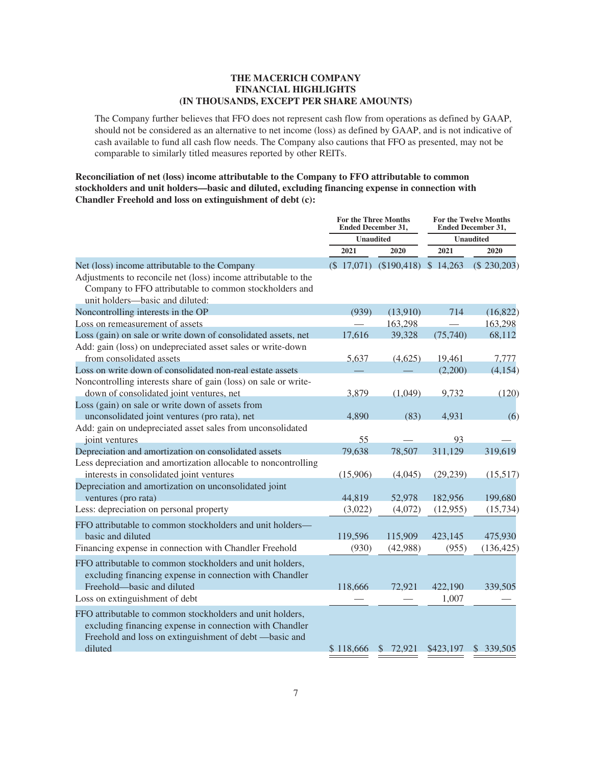**THE MACERICH COMPANY**
**FINANCIAL HIGHLIGHTS**
**(IN THOUSANDS, EXCEPT PER SHARE AMOUNTS)**

The Company further believes that FFO does not represent cash flow from operations as defined by GAAP, should not be considered as an alternative to net income (loss) as defined by GAAP, and is not indicative of cash available to fund all cash flow needs. The Company also cautions that FFO as presented, may not be comparable to similarly titled measures reported by other REITs.

**Reconciliation of net (loss) income attributable to the Company to FFO attributable to common stockholders and unit holders—basic and diluted, excluding financing expense in connection with Chandler Freehold and loss on extinguishment of debt (c):**

| | For the Three Months Ended December 31, | | For the Twelve Months Ended December 31, | |
|---|---|---|---|---|
| | Unaudited | | Unaudited | |
| | 2021 | 2020 | 2021 | 2020 |
| Net (loss) income attributable to the Company | ($ 17,071) | ($190,418) | $ 14,263 | ($ 230,203) |
| Adjustments to reconcile net (loss) income attributable to the Company to FFO attributable to common stockholders and unit holders—basic and diluted: | | | | |
| Noncontrolling interests in the OP | (939) | (13,910) | 714 | (16,822) |
| Loss on remeasurement of assets | — | 163,298 | — | 163,298 |
| Loss (gain) on sale or write down of consolidated assets, net | 17,616 | 39,328 | (75,740) | 68,112 |
| Add: gain (loss) on undepreciated asset sales or write-down from consolidated assets | 5,637 | (4,625) | 19,461 | 7,777 |
| Loss on write down of consolidated non-real estate assets | — | — | (2,200) | (4,154) |
| Noncontrolling interests share of gain (loss) on sale or write-down of consolidated joint ventures, net | 3,879 | (1,049) | 9,732 | (120) |
| Loss (gain) on sale or write down of assets from unconsolidated joint ventures (pro rata), net | 4,890 | (83) | 4,931 | (6) |
| Add: gain on undepreciated asset sales from unconsolidated joint ventures | 55 | — | 93 | — |
| Depreciation and amortization on consolidated assets | 79,638 | 78,507 | 311,129 | 319,619 |
| Less depreciation and amortization allocable to noncontrolling interests in consolidated joint ventures | (15,906) | (4,045) | (29,239) | (15,517) |
| Depreciation and amortization on unconsolidated joint ventures (pro rata) | 44,819 | 52,978 | 182,956 | 199,680 |
| Less: depreciation on personal property | (3,022) | (4,072) | (12,955) | (15,734) |
| FFO attributable to common stockholders and unit holders—basic and diluted | 119,596 | 115,909 | 423,145 | 475,930 |
| Financing expense in connection with Chandler Freehold | (930) | (42,988) | (955) | (136,425) |
| FFO attributable to common stockholders and unit holders, excluding financing expense in connection with Chandler Freehold—basic and diluted | 118,666 | 72,921 | 422,190 | 339,505 |
| Loss on extinguishment of debt | — | — | 1,007 | — |
| FFO attributable to common stockholders and unit holders, excluding financing expense in connection with Chandler Freehold and loss on extinguishment of debt —basic and diluted | $ 118,666 | $ 72,921 | $423,197 | $ 339,505 |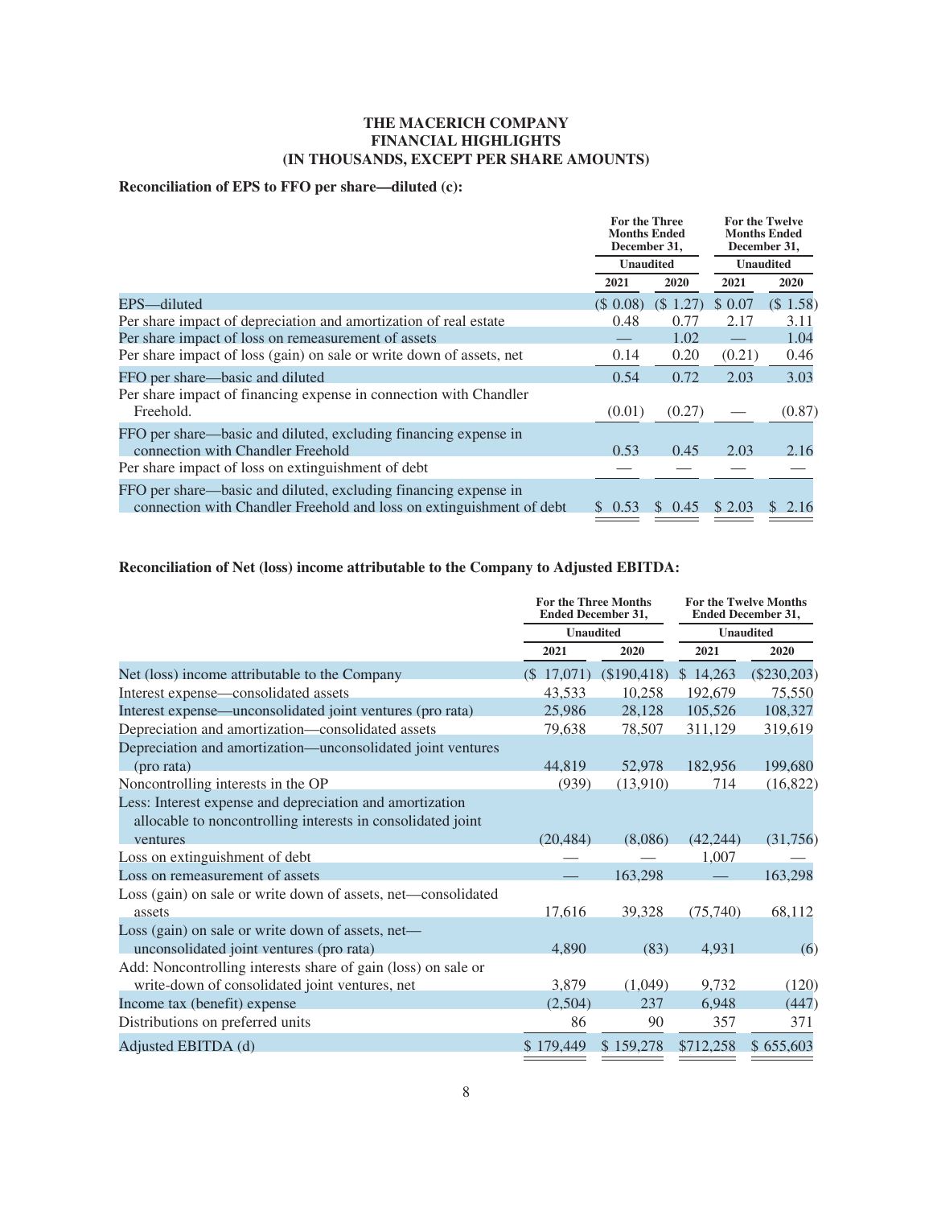**THE MACERICH COMPANY**
**FINANCIAL HIGHLIGHTS**
**(IN THOUSANDS, EXCEPT PER SHARE AMOUNTS)**

**Reconciliation of EPS to FFO per share—diluted (c):**

| | For the Three Months Ended December 31, | | For the Twelve Months Ended December 31, | |
|---|---|---|---|---|
| | Unaudited | | Unaudited | |
| | 2021 | 2020 | 2021 | 2020 |
| EPS—diluted | ($ 0.08) | ($ 1.27) | $ 0.07 | ($ 1.58) |
| Per share impact of depreciation and amortization of real estate | 0.48 | 0.77 | 2.17 | 3.11 |
| Per share impact of loss on remeasurement of assets | — | 1.02 | — | 1.04 |
| Per share impact of loss (gain) on sale or write down of assets, net | 0.14 | 0.20 | (0.21) | 0.46 |
| FFO per share—basic and diluted | 0.54 | 0.72 | 2.03 | 3.03 |
| Per share impact of financing expense in connection with Chandler Freehold. | (0.01) | (0.27) | — | (0.87) |
| FFO per share—basic and diluted, excluding financing expense in connection with Chandler Freehold | 0.53 | 0.45 | 2.03 | 2.16 |
| Per share impact of loss on extinguishment of debt | — | — | — | — |
| FFO per share—basic and diluted, excluding financing expense in connection with Chandler Freehold and loss on extinguishment of debt | $ 0.53 | $ 0.45 | $ 2.03 | $ 2.16 |

**Reconciliation of Net (loss) income attributable to the Company to Adjusted EBITDA:**

| | For the Three Months Ended December 31, | | For the Twelve Months Ended December 31, | |
|---|---|---|---|---|
| | Unaudited | | Unaudited | |
| | 2021 | 2020 | 2021 | 2020 |
| Net (loss) income attributable to the Company | ($ 17,071) | ($190,418) | $ 14,263 | ($230,203) |
| Interest expense—consolidated assets | 43,533 | 10,258 | 192,679 | 75,550 |
| Interest expense—unconsolidated joint ventures (pro rata) | 25,986 | 28,128 | 105,526 | 108,327 |
| Depreciation and amortization—consolidated assets | 79,638 | 78,507 | 311,129 | 319,619 |
| Depreciation and amortization—unconsolidated joint ventures (pro rata) | 44,819 | 52,978 | 182,956 | 199,680 |
| Noncontrolling interests in the OP | (939) | (13,910) | 714 | (16,822) |
| Less: Interest expense and depreciation and amortization allocable to noncontrolling interests in consolidated joint ventures | (20,484) | (8,086) | (42,244) | (31,756) |
| Loss on extinguishment of debt | — | — | 1,007 | — |
| Loss on remeasurement of assets | — | 163,298 | — | 163,298 |
| Loss (gain) on sale or write down of assets, net—consolidated assets | 17,616 | 39,328 | (75,740) | 68,112 |
| Loss (gain) on sale or write down of assets, net—unconsolidated joint ventures (pro rata) | 4,890 | (83) | 4,931 | (6) |
| Add: Noncontrolling interests share of gain (loss) on sale or write-down of consolidated joint ventures, net | 3,879 | (1,049) | 9,732 | (120) |
| Income tax (benefit) expense | (2,504) | 237 | 6,948 | (447) |
| Distributions on preferred units | 86 | 90 | 357 | 371 |
| Adjusted EBITDA (d) | $ 179,449 | $ 159,278 | $712,258 | $ 655,603 |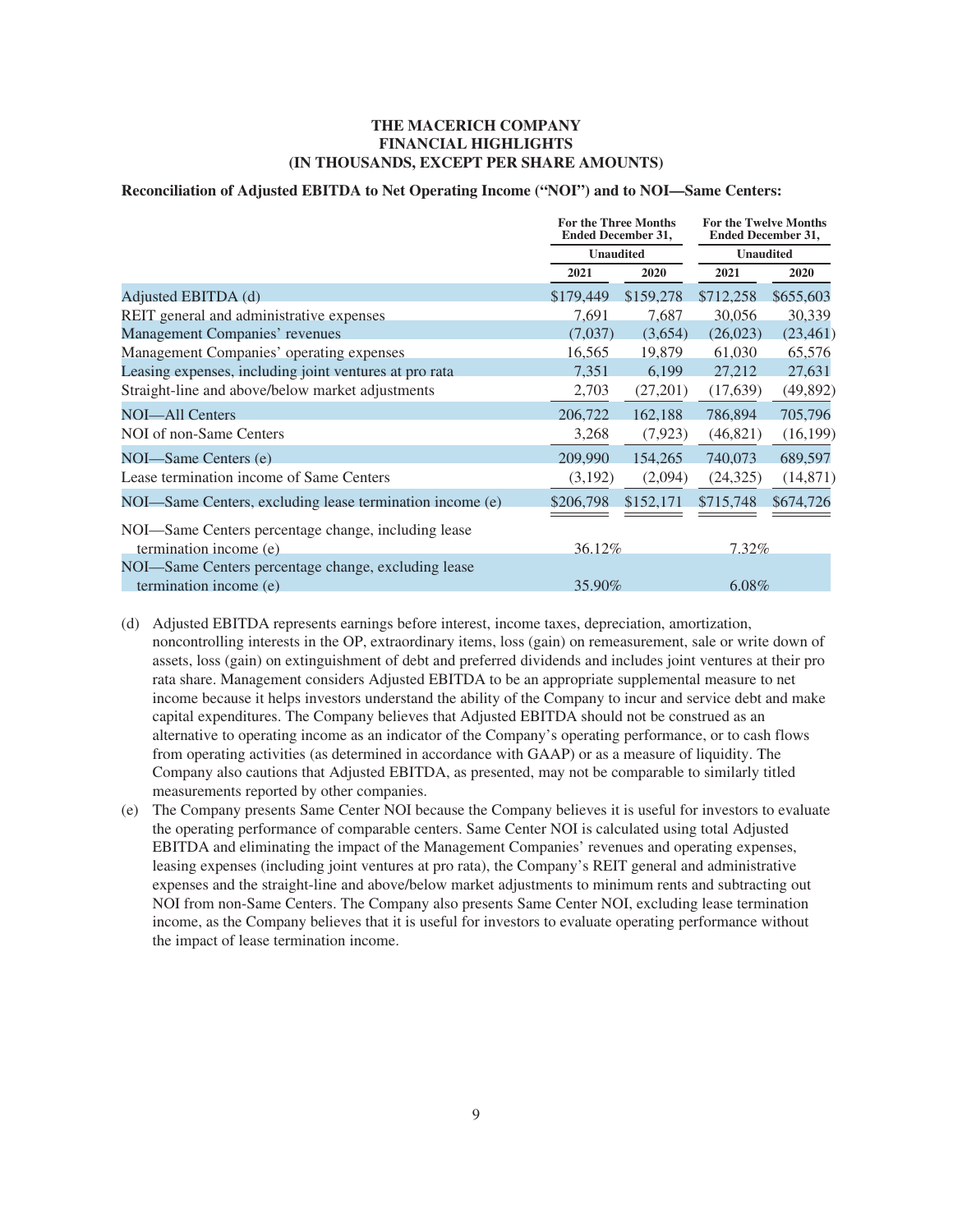**THE MACERICH COMPANY**
**FINANCIAL HIGHLIGHTS**
**(IN THOUSANDS, EXCEPT PER SHARE AMOUNTS)**

**Reconciliation of Adjusted EBITDA to Net Operating Income ("NOI") and to NOI—Same Centers:**

| | For the Three Months Ended December 31, | | For the Twelve Months Ended December 31, | |
|---|---|---|---|---|
| | Unaudited | | Unaudited | |
| | 2021 | 2020 | 2021 | 2020 |
| Adjusted EBITDA (d) | $179,449 | $159,278 | $712,258 | $655,603 |
| REIT general and administrative expenses | 7,691 | 7,687 | 30,056 | 30,339 |
| Management Companies' revenues | (7,037) | (3,654) | (26,023) | (23,461) |
| Management Companies' operating expenses | 16,565 | 19,879 | 61,030 | 65,576 |
| Leasing expenses, including joint ventures at pro rata | 7,351 | 6,199 | 27,212 | 27,631 |
| Straight-line and above/below market adjustments | 2,703 | (27,201) | (17,639) | (49,892) |
| NOI—All Centers | 206,722 | 162,188 | 786,894 | 705,796 |
| NOI of non-Same Centers | 3,268 | (7,923) | (46,821) | (16,199) |
| NOI—Same Centers (e) | 209,990 | 154,265 | 740,073 | 689,597 |
| Lease termination income of Same Centers | (3,192) | (2,094) | (24,325) | (14,871) |
| NOI—Same Centers, excluding lease termination income (e) | $206,798 | $152,171 | $715,748 | $674,726 |
| NOI—Same Centers percentage change, including lease termination income (e) | 36.12% | | 7.32% | |
| NOI—Same Centers percentage change, excluding lease termination income (e) | 35.90% | | 6.08% | |

(d) Adjusted EBITDA represents earnings before interest, income taxes, depreciation, amortization, noncontrolling interests in the OP, extraordinary items, loss (gain) on remeasurement, sale or write down of assets, loss (gain) on extinguishment of debt and preferred dividends and includes joint ventures at their pro rata share. Management considers Adjusted EBITDA to be an appropriate supplemental measure to net income because it helps investors understand the ability of the Company to incur and service debt and make capital expenditures. The Company believes that Adjusted EBITDA should not be construed as an alternative to operating income as an indicator of the Company's operating performance, or to cash flows from operating activities (as determined in accordance with GAAP) or as a measure of liquidity. The Company also cautions that Adjusted EBITDA, as presented, may not be comparable to similarly titled measurements reported by other companies.

(e) The Company presents Same Center NOI because the Company believes it is useful for investors to evaluate the operating performance of comparable centers. Same Center NOI is calculated using total Adjusted EBITDA and eliminating the impact of the Management Companies' revenues and operating expenses, leasing expenses (including joint ventures at pro rata), the Company's REIT general and administrative expenses and the straight-line and above/below market adjustments to minimum rents and subtracting out NOI from non-Same Centers. The Company also presents Same Center NOI, excluding lease termination income, as the Company believes that it is useful for investors to evaluate operating performance without the impact of lease termination income.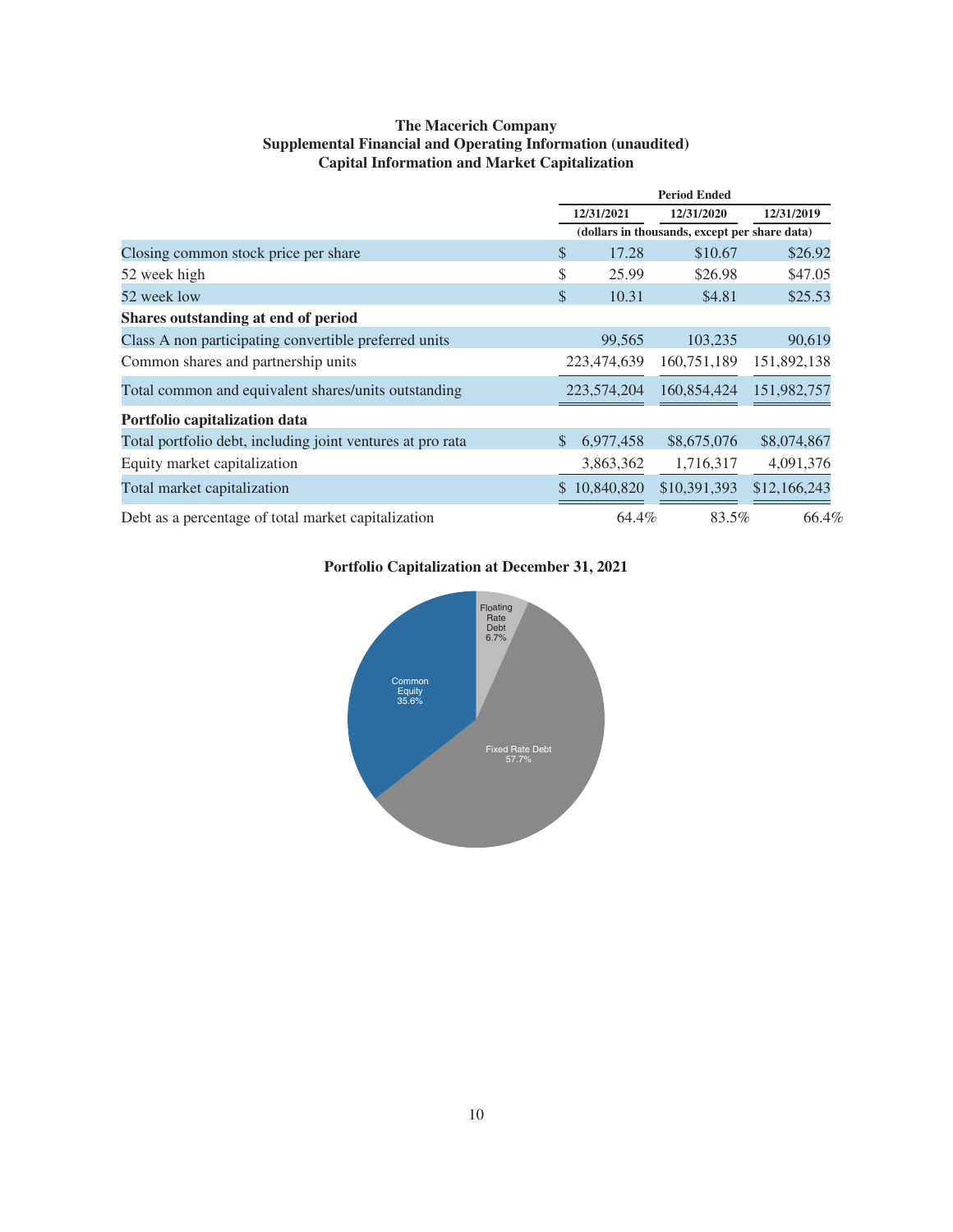**The Macerich Company**
**Supplemental Financial and Operating Information (unaudited)**
**Capital Information and Market Capitalization**

| | Period Ended | | |
|---|---|---|---|
| | 12/31/2021 | 12/31/2020 | 12/31/2019 |
| | (dollars in thousands, except per share data) | | |
| Closing common stock price per share | $ 17.28 | $10.67 | $26.92 |
| 52 week high | $ 25.99 | $26.98 | $47.05 |
| 52 week low | $ 10.31 | $4.81 | $25.53 |
| **Shares outstanding at end of period** | | | |
| Class A non participating convertible preferred units | 99,565 | 103,235 | 90,619 |
| Common shares and partnership units | 223,474,639 | 160,751,189 | 151,892,138 |
| Total common and equivalent shares/units outstanding | 223,574,204 | 160,854,424 | 151,982,757 |
| **Portfolio capitalization data** | | | |
| Total portfolio debt, including joint ventures at pro rata | $ 6,977,458 | $8,675,076 | $8,074,867 |
| Equity market capitalization | 3,863,362 | 1,716,317 | 4,091,376 |
| Total market capitalization | $ 10,840,820 | $10,391,393 | $12,166,243 |
| Debt as a percentage of total market capitalization | 64.4% | 83.5% | 66.4% |

**Portfolio Capitalization at December 31, 2021**

| Component | Percentage |
|---|---|
| Floating Rate Debt | 6.7% |
| Fixed Rate Debt | 57.7% |
| Common Equity | 35.6% |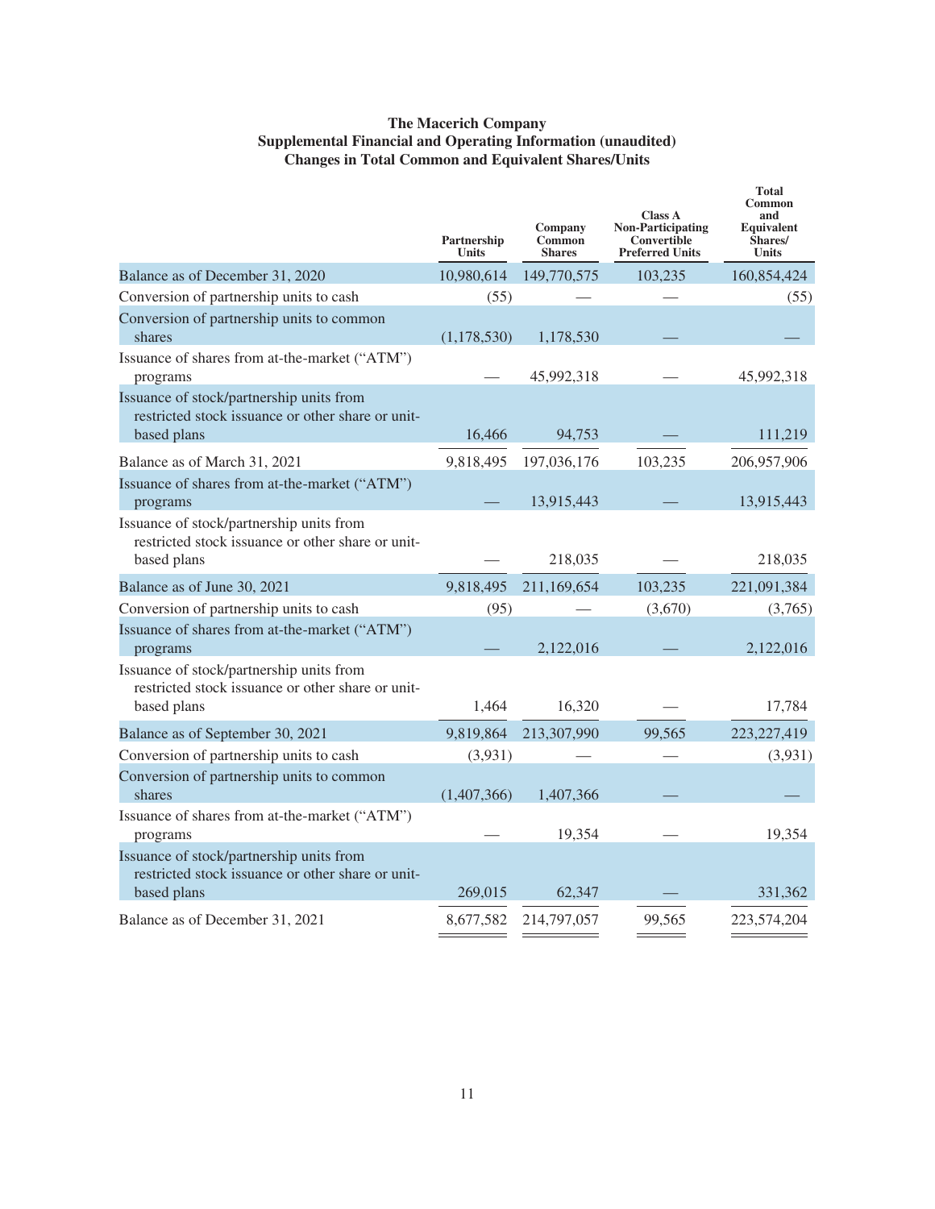**The Macerich Company**
**Supplemental Financial and Operating Information (unaudited)**
**Changes in Total Common and Equivalent Shares/Units**

| | Partnership Units | Company Common Shares | Class A Non-Participating Convertible Preferred Units | Total Common and Equivalent Shares/ Units |
|---|---|---|---|---|
| Balance as of December 31, 2020 | 10,980,614 | 149,770,575 | 103,235 | 160,854,424 |
| Conversion of partnership units to cash | (55) | — | — | (55) |
| Conversion of partnership units to common shares | (1,178,530) | 1,178,530 | — | — |
| Issuance of shares from at-the-market ("ATM") programs | — | 45,992,318 | — | 45,992,318 |
| Issuance of stock/partnership units from restricted stock issuance or other share or unit-based plans | 16,466 | 94,753 | — | 111,219 |
| Balance as of March 31, 2021 | 9,818,495 | 197,036,176 | 103,235 | 206,957,906 |
| Issuance of shares from at-the-market ("ATM") programs | — | 13,915,443 | — | 13,915,443 |
| Issuance of stock/partnership units from restricted stock issuance or other share or unit-based plans | — | 218,035 | — | 218,035 |
| Balance as of June 30, 2021 | 9,818,495 | 211,169,654 | 103,235 | 221,091,384 |
| Conversion of partnership units to cash | (95) | — | (3,670) | (3,765) |
| Issuance of shares from at-the-market ("ATM") programs | — | 2,122,016 | — | 2,122,016 |
| Issuance of stock/partnership units from restricted stock issuance or other share or unit-based plans | 1,464 | 16,320 | — | 17,784 |
| Balance as of September 30, 2021 | 9,819,864 | 213,307,990 | 99,565 | 223,227,419 |
| Conversion of partnership units to cash | (3,931) | — | — | (3,931) |
| Conversion of partnership units to common shares | (1,407,366) | 1,407,366 | — | — |
| Issuance of shares from at-the-market ("ATM") programs | — | 19,354 | — | 19,354 |
| Issuance of stock/partnership units from restricted stock issuance or other share or unit-based plans | 269,015 | 62,347 | — | 331,362 |
| Balance as of December 31, 2021 | 8,677,582 | 214,797,057 | 99,565 | 223,574,204 |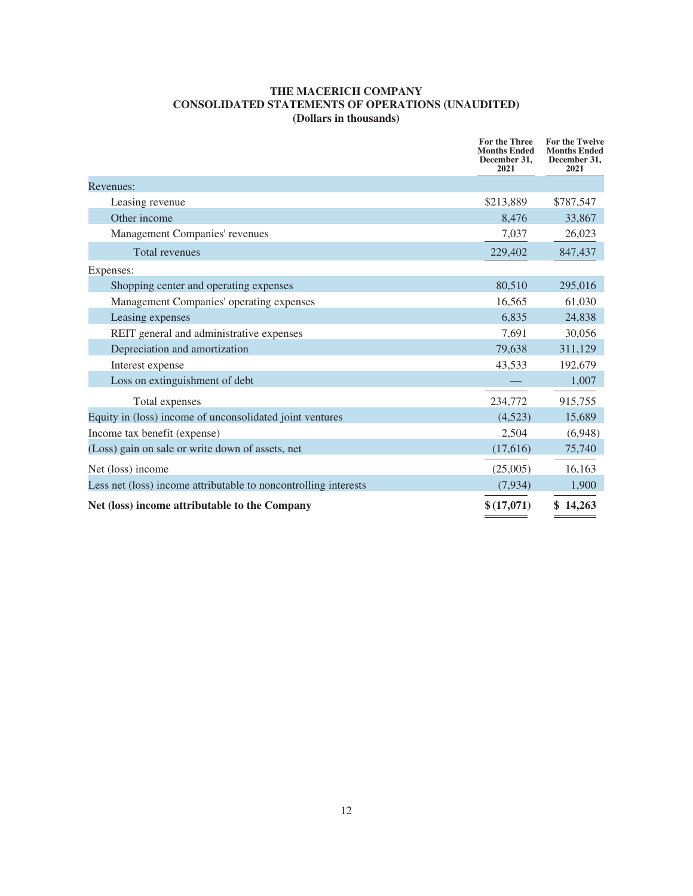**THE MACERICH COMPANY**
**CONSOLIDATED STATEMENTS OF OPERATIONS (UNAUDITED)**
**(Dollars in thousands)**

| | For the Three Months Ended December 31, 2021 | For the Twelve Months Ended December 31, 2021 |
|---|---|---|
| Revenues: | | |
| Leasing revenue | $213,889 | $787,547 |
| Other income | 8,476 | 33,867 |
| Management Companies' revenues | 7,037 | 26,023 |
| Total revenues | 229,402 | 847,437 |
| Expenses: | | |
| Shopping center and operating expenses | 80,510 | 295,016 |
| Management Companies' operating expenses | 16,565 | 61,030 |
| Leasing expenses | 6,835 | 24,838 |
| REIT general and administrative expenses | 7,691 | 30,056 |
| Depreciation and amortization | 79,638 | 311,129 |
| Interest expense | 43,533 | 192,679 |
| Loss on extinguishment of debt | — | 1,007 |
| Total expenses | 234,772 | 915,755 |
| Equity in (loss) income of unconsolidated joint ventures | (4,523) | 15,689 |
| Income tax benefit (expense) | 2,504 | (6,948) |
| (Loss) gain on sale or write down of assets, net | (17,616) | 75,740 |
| Net (loss) income | (25,005) | 16,163 |
| Less net (loss) income attributable to noncontrolling interests | (7,934) | 1,900 |
| **Net (loss) income attributable to the Company** | **$ (17,071)** | **$ 14,263** |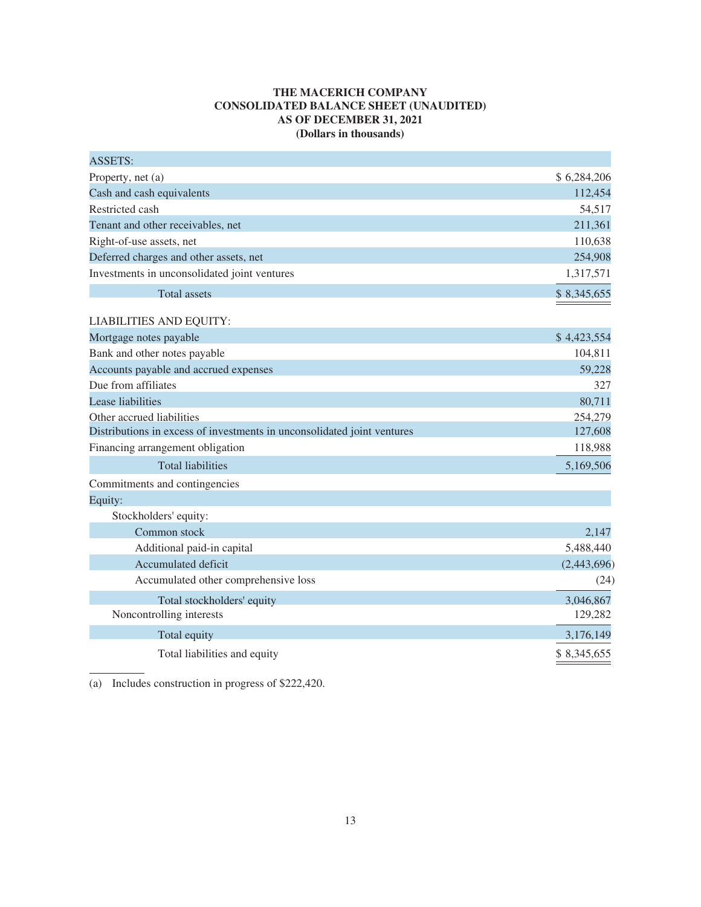**THE MACERICH COMPANY**
**CONSOLIDATED BALANCE SHEET (UNAUDITED)**
**AS OF DECEMBER 31, 2021**
**(Dollars in thousands)**

| | |
|---|---|
| ASSETS: | |
| Property, net (a) | $ 6,284,206 |
| Cash and cash equivalents | 112,454 |
| Restricted cash | 54,517 |
| Tenant and other receivables, net | 211,361 |
| Right-of-use assets, net | 110,638 |
| Deferred charges and other assets, net | 254,908 |
| Investments in unconsolidated joint ventures | 1,317,571 |
| Total assets | $ 8,345,655 |
| LIABILITIES AND EQUITY: | |
| Mortgage notes payable | $ 4,423,554 |
| Bank and other notes payable | 104,811 |
| Accounts payable and accrued expenses | 59,228 |
| Due from affiliates | 327 |
| Lease liabilities | 80,711 |
| Other accrued liabilities | 254,279 |
| Distributions in excess of investments in unconsolidated joint ventures | 127,608 |
| Financing arrangement obligation | 118,988 |
| Total liabilities | 5,169,506 |
| Commitments and contingencies | |
| Equity: | |
| Stockholders' equity: | |
| Common stock | 2,147 |
| Additional paid-in capital | 5,488,440 |
| Accumulated deficit | (2,443,696) |
| Accumulated other comprehensive loss | (24) |
| Total stockholders' equity | 3,046,867 |
| Noncontrolling interests | 129,282 |
| Total equity | 3,176,149 |
| Total liabilities and equity | $ 8,345,655 |

(a) Includes construction in progress of $222,420.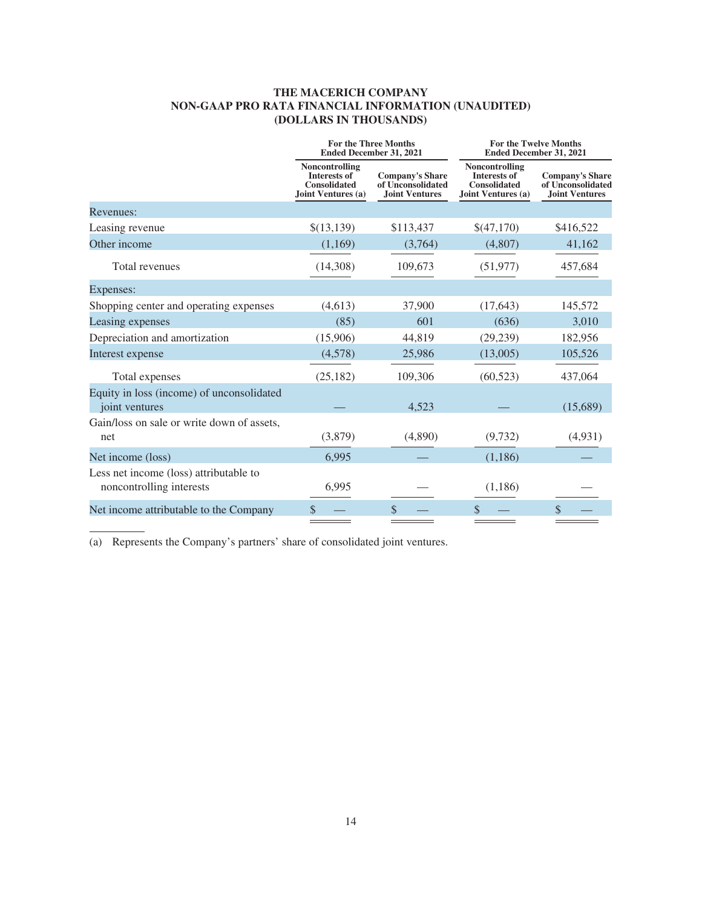# THE MACERICH COMPANY
## NON-GAAP PRO RATA FINANCIAL INFORMATION (UNAUDITED)
## (DOLLARS IN THOUSANDS)

| | For the Three Months Ended December 31, 2021 | | For the Twelve Months Ended December 31, 2021 | |
|---|---|---|---|---|
| | Noncontrolling Interests of Consolidated Joint Ventures (a) | Company's Share of Unconsolidated Joint Ventures | Noncontrolling Interests of Consolidated Joint Ventures (a) | Company's Share of Unconsolidated Joint Ventures |
| Revenues: | | | | |
| Leasing revenue | $(13,139) | $113,437 | $(47,170) | $416,522 |
| Other income | (1,169) | (3,764) | (4,807) | 41,162 |
| Total revenues | (14,308) | 109,673 | (51,977) | 457,684 |
| Expenses: | | | | |
| Shopping center and operating expenses | (4,613) | 37,900 | (17,643) | 145,572 |
| Leasing expenses | (85) | 601 | (636) | 3,010 |
| Depreciation and amortization | (15,906) | 44,819 | (29,239) | 182,956 |
| Interest expense | (4,578) | 25,986 | (13,005) | 105,526 |
| Total expenses | (25,182) | 109,306 | (60,523) | 437,064 |
| Equity in loss (income) of unconsolidated joint ventures | — | 4,523 | — | (15,689) |
| Gain/loss on sale or write down of assets, net | (3,879) | (4,890) | (9,732) | (4,931) |
| Net income (loss) | 6,995 | — | (1,186) | — |
| Less net income (loss) attributable to noncontrolling interests | 6,995 | — | (1,186) | — |
| Net income attributable to the Company | $ — | $ — | $ — | $ — |

(a) Represents the Company's partners' share of consolidated joint ventures.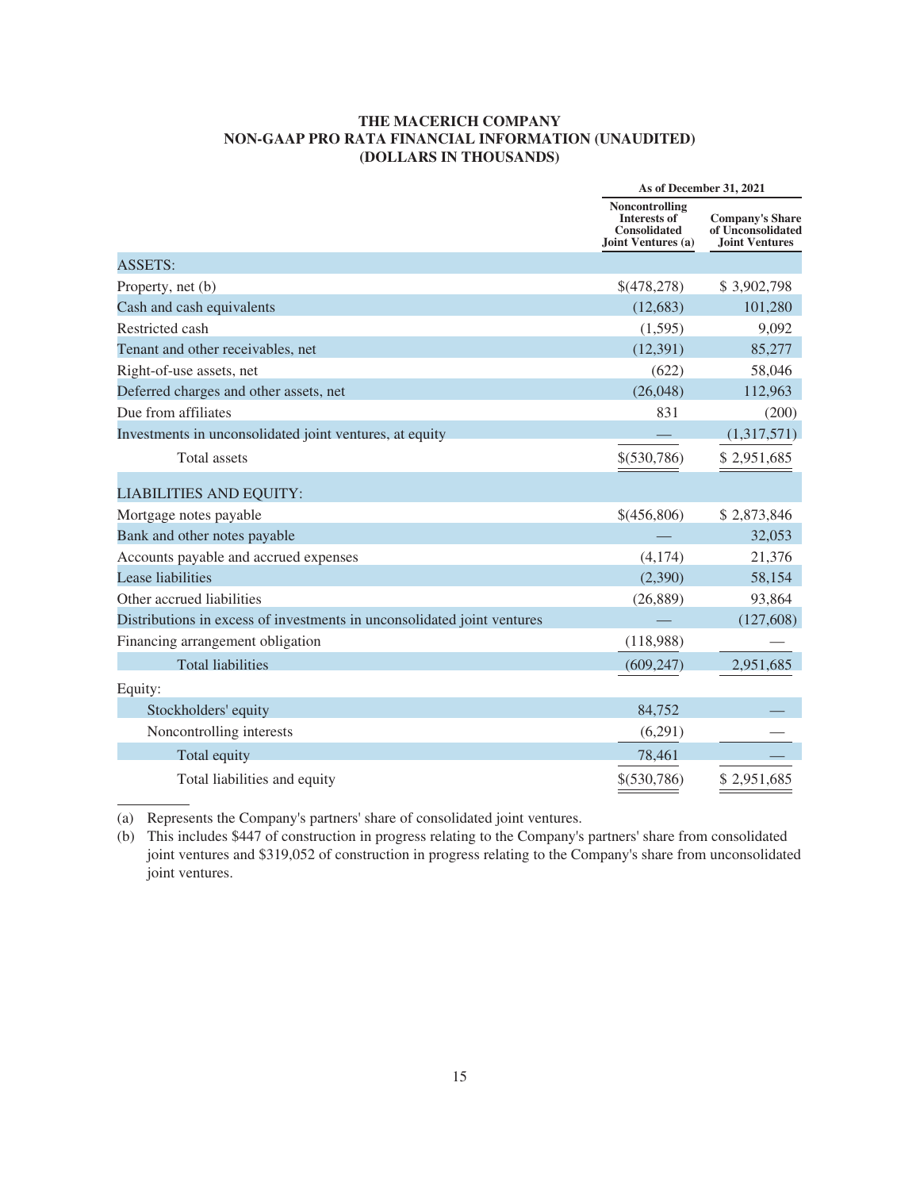**THE MACERICH COMPANY**
**NON-GAAP PRO RATA FINANCIAL INFORMATION (UNAUDITED)**
**(DOLLARS IN THOUSANDS)**

| | As of December 31, 2021 | |
|---|---|---|
| | Noncontrolling Interests of Consolidated Joint Ventures (a) | Company's Share of Unconsolidated Joint Ventures |
| ASSETS: | | |
| Property, net (b) | $(478,278) | $ 3,902,798 |
| Cash and cash equivalents | (12,683) | 101,280 |
| Restricted cash | (1,595) | 9,092 |
| Tenant and other receivables, net | (12,391) | 85,277 |
| Right-of-use assets, net | (622) | 58,046 |
| Deferred charges and other assets, net | (26,048) | 112,963 |
| Due from affiliates | 831 | (200) |
| Investments in unconsolidated joint ventures, at equity | — | (1,317,571) |
| Total assets | $(530,786) | $ 2,951,685 |
| LIABILITIES AND EQUITY: | | |
| Mortgage notes payable | $(456,806) | $ 2,873,846 |
| Bank and other notes payable | — | 32,053 |
| Accounts payable and accrued expenses | (4,174) | 21,376 |
| Lease liabilities | (2,390) | 58,154 |
| Other accrued liabilities | (26,889) | 93,864 |
| Distributions in excess of investments in unconsolidated joint ventures | — | (127,608) |
| Financing arrangement obligation | (118,988) | — |
| Total liabilities | (609,247) | 2,951,685 |
| Equity: | | |
| Stockholders' equity | 84,752 | — |
| Noncontrolling interests | (6,291) | — |
| Total equity | 78,461 | — |
| Total liabilities and equity | $(530,786) | $ 2,951,685 |

(a) Represents the Company's partners' share of consolidated joint ventures.

(b) This includes $447 of construction in progress relating to the Company's partners' share from consolidated joint ventures and $319,052 of construction in progress relating to the Company's share from unconsolidated joint ventures.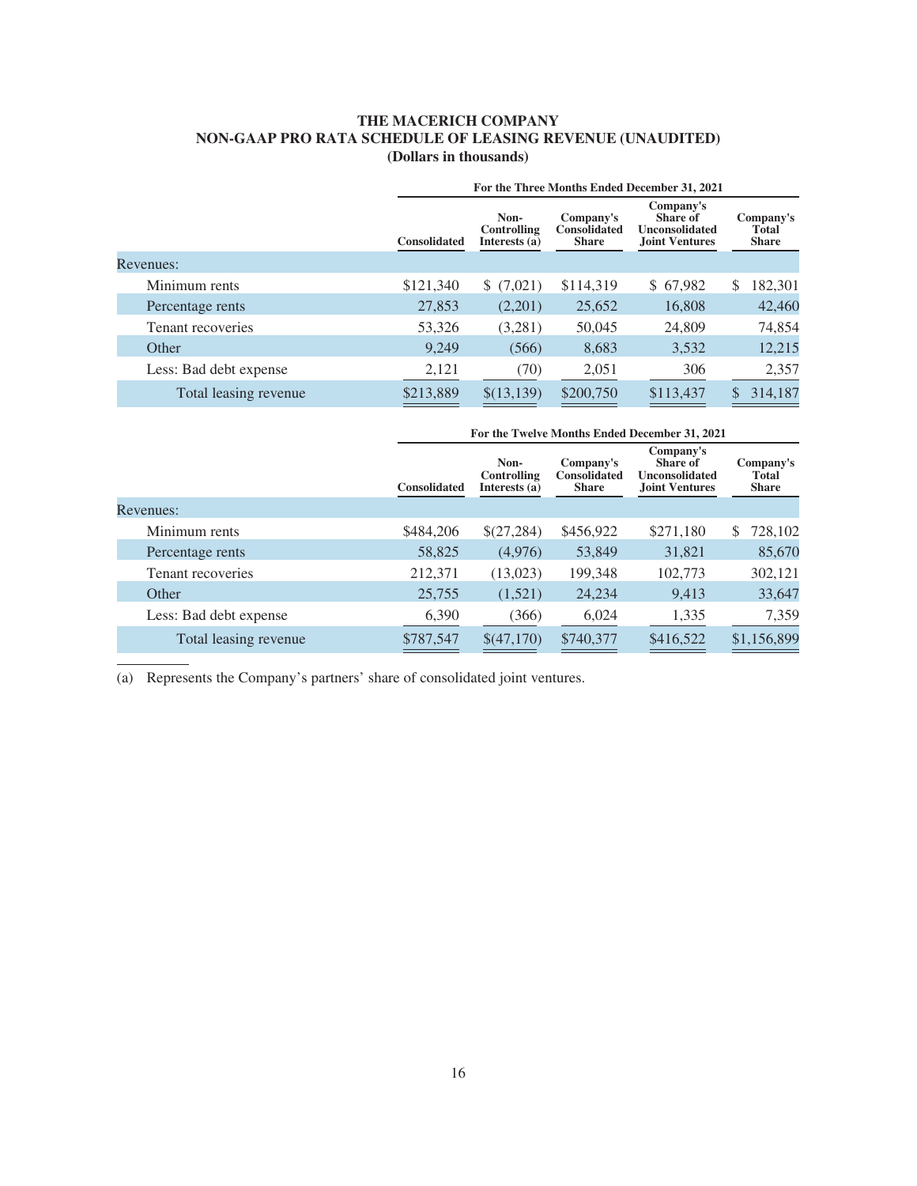# THE MACERICH COMPANY
## NON-GAAP PRO RATA SCHEDULE OF LEASING REVENUE (UNAUDITED)
### (Dollars in thousands)

| | For the Three Months Ended December 31, 2021 | | | | |
|---|---|---|---|---|---|
| | Consolidated | Non-Controlling Interests (a) | Company's Consolidated Share | Company's Share of Unconsolidated Joint Ventures | Company's Total Share |
| Revenues: | | | | | |
| Minimum rents | $121,340 | $ (7,021) | $114,319 | $ 67,982 | $ 182,301 |
| Percentage rents | 27,853 | (2,201) | 25,652 | 16,808 | 42,460 |
| Tenant recoveries | 53,326 | (3,281) | 50,045 | 24,809 | 74,854 |
| Other | 9,249 | (566) | 8,683 | 3,532 | 12,215 |
| Less: Bad debt expense | 2,121 | (70) | 2,051 | 306 | 2,357 |
| Total leasing revenue | $213,889 | $(13,139) | $200,750 | $113,437 | $ 314,187 |

| | For the Twelve Months Ended December 31, 2021 | | | | |
|---|---|---|---|---|---|
| | Consolidated | Non-Controlling Interests (a) | Company's Consolidated Share | Company's Share of Unconsolidated Joint Ventures | Company's Total Share |
| Revenues: | | | | | |
| Minimum rents | $484,206 | $(27,284) | $456,922 | $271,180 | $ 728,102 |
| Percentage rents | 58,825 | (4,976) | 53,849 | 31,821 | 85,670 |
| Tenant recoveries | 212,371 | (13,023) | 199,348 | 102,773 | 302,121 |
| Other | 25,755 | (1,521) | 24,234 | 9,413 | 33,647 |
| Less: Bad debt expense | 6,390 | (366) | 6,024 | 1,335 | 7,359 |
| Total leasing revenue | $787,547 | $(47,170) | $740,377 | $416,522 | $1,156,899 |

(a) Represents the Company's partners' share of consolidated joint ventures.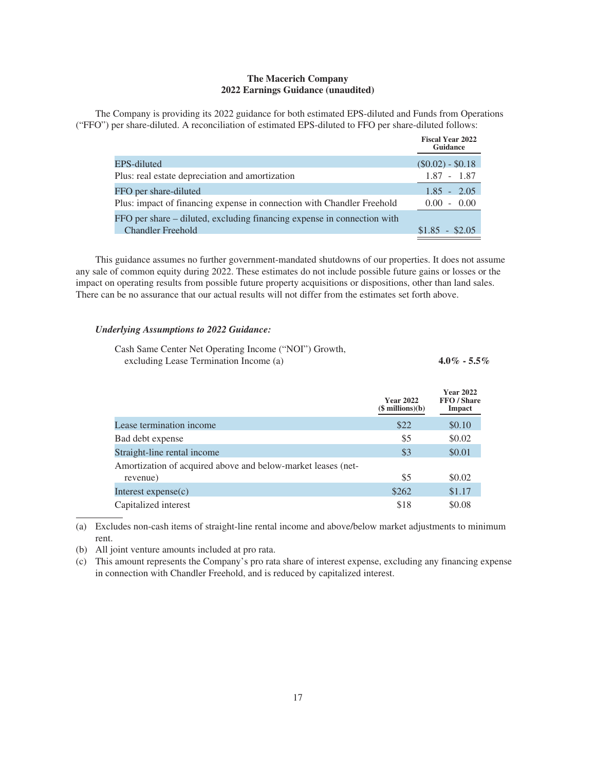**The Macerich Company**
**2022 Earnings Guidance (unaudited)**

The Company is providing its 2022 guidance for both estimated EPS-diluted and Funds from Operations ("FFO") per share-diluted. A reconciliation of estimated EPS-diluted to FFO per share-diluted follows:

| | Fiscal Year 2022 Guidance |
|---|---|
| EPS-diluted | ($0.02) - $0.18 |
| Plus: real estate depreciation and amortization | 1.87 - 1.87 |
| FFO per share-diluted | 1.85 - 2.05 |
| Plus: impact of financing expense in connection with Chandler Freehold | 0.00 - 0.00 |
| FFO per share – diluted, excluding financing expense in connection with Chandler Freehold | $1.85 - $2.05 |

This guidance assumes no further government-mandated shutdowns of our properties. It does not assume any sale of common equity during 2022. These estimates do not include possible future gains or losses or the impact on operating results from possible future property acquisitions or dispositions, other than land sales. There can be no assurance that our actual results will not differ from the estimates set forth above.

***Underlying Assumptions to 2022 Guidance:***

Cash Same Center Net Operating Income ("NOI") Growth, excluding Lease Termination Income (a) **4.0% - 5.5%**

| | Year 2022 ($ millions)(b) | Year 2022 FFO / Share Impact |
|---|---|---|
| Lease termination income | $22 | $0.10 |
| Bad debt expense | $5 | $0.02 |
| Straight-line rental income | $3 | $0.01 |
| Amortization of acquired above and below-market leases (net-revenue) | $5 | $0.02 |
| Interest expense(c) | $262 | $1.17 |
| Capitalized interest | $18 | $0.08 |

(a) Excludes non-cash items of straight-line rental income and above/below market adjustments to minimum rent.

(b) All joint venture amounts included at pro rata.

(c) This amount represents the Company's pro rata share of interest expense, excluding any financing expense in connection with Chandler Freehold, and is reduced by capitalized interest.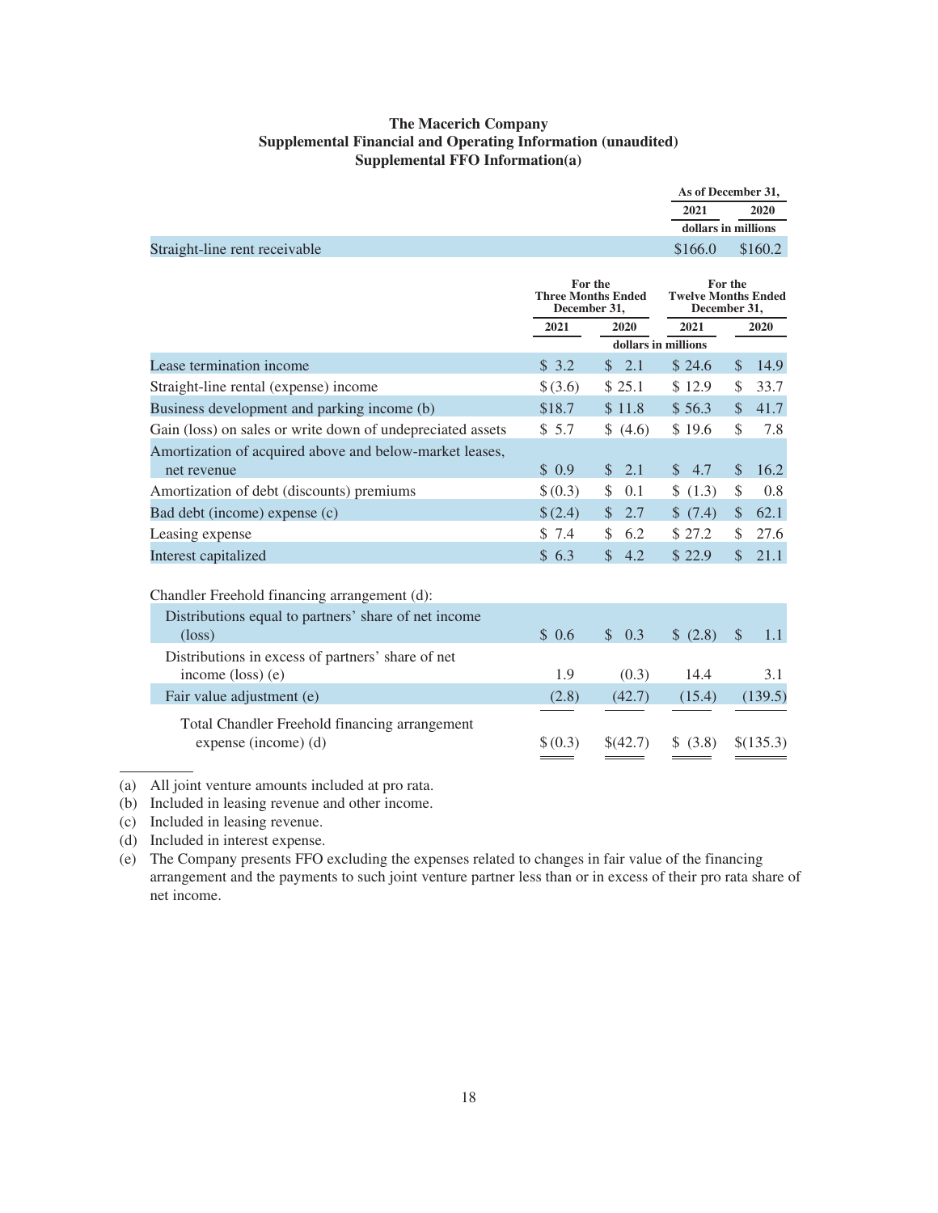# The Macerich Company
## Supplemental Financial and Operating Information (unaudited)
### Supplemental FFO Information(a)

| | As of December 31, | |
|---|---|---|
| | 2021 | 2020 |
| | dollars in millions | |
| Straight-line rent receivable | $166.0 | $160.2 |

| | For the Three Months Ended December 31, | | For the Twelve Months Ended December 31, | |
|---|---|---|---|---|
| | 2021 | 2020 | 2021 | 2020 |
| | dollars in millions | | | |
| Lease termination income | $ 3.2 | $ 2.1 | $ 24.6 | $ 14.9 |
| Straight-line rental (expense) income | $ (3.6) | $ 25.1 | $ 12.9 | $ 33.7 |
| Business development and parking income (b) | $18.7 | $ 11.8 | $ 56.3 | $ 41.7 |
| Gain (loss) on sales or write down of undepreciated assets | $ 5.7 | $ (4.6) | $ 19.6 | $ 7.8 |
| Amortization of acquired above and below-market leases, net revenue | $ 0.9 | $ 2.1 | $ 4.7 | $ 16.2 |
| Amortization of debt (discounts) premiums | $ (0.3) | $ 0.1 | $ (1.3) | $ 0.8 |
| Bad debt (income) expense (c) | $ (2.4) | $ 2.7 | $ (7.4) | $ 62.1 |
| Leasing expense | $ 7.4 | $ 6.2 | $ 27.2 | $ 27.6 |
| Interest capitalized | $ 6.3 | $ 4.2 | $ 22.9 | $ 21.1 |
| Chandler Freehold financing arrangement (d): | | | | |
| Distributions equal to partners' share of net income (loss) | $ 0.6 | $ 0.3 | $ (2.8) | $ 1.1 |
| Distributions in excess of partners' share of net income (loss) (e) | 1.9 | (0.3) | 14.4 | 3.1 |
| Fair value adjustment (e) | (2.8) | (42.7) | (15.4) | (139.5) |
| Total Chandler Freehold financing arrangement expense (income) (d) | $ (0.3) | $(42.7) | $ (3.8) | $(135.3) |

(a) All joint venture amounts included at pro rata.

(b) Included in leasing revenue and other income.

(c) Included in leasing revenue.

(d) Included in interest expense.

(e) The Company presents FFO excluding the expenses related to changes in fair value of the financing arrangement and the payments to such joint venture partner less than or in excess of their pro rata share of net income.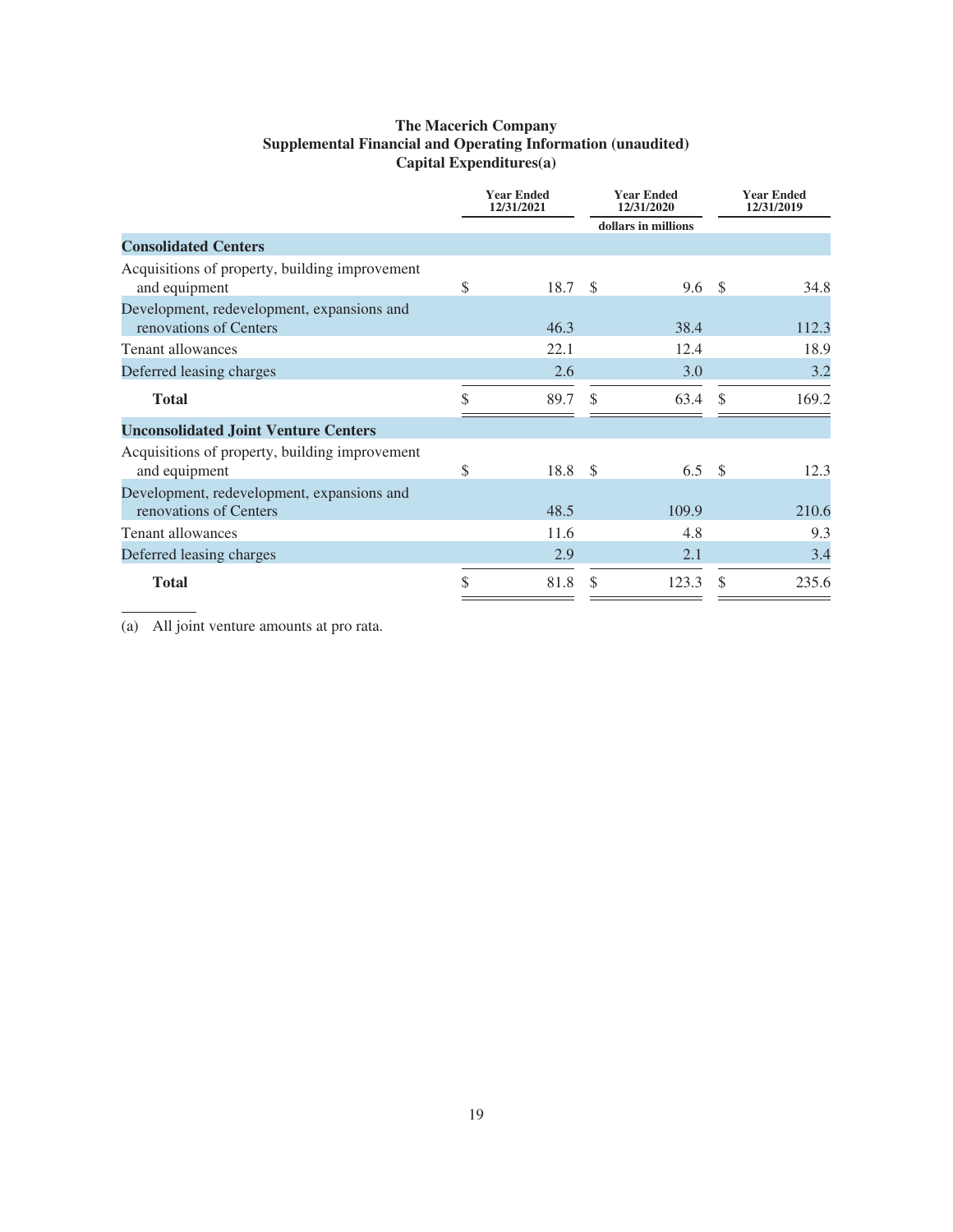# The Macerich Company
## Supplemental Financial and Operating Information (unaudited)
## Capital Expenditures(a)

| | Year Ended 12/31/2021 | Year Ended 12/31/2020 | Year Ended 12/31/2019 |
|---|---|---|---|
| | | dollars in millions | |
| **Consolidated Centers** | | | |
| Acquisitions of property, building improvement and equipment | $ 18.7 | $ 9.6 | $ 34.8 |
| Development, redevelopment, expansions and renovations of Centers | 46.3 | 38.4 | 112.3 |
| Tenant allowances | 22.1 | 12.4 | 18.9 |
| Deferred leasing charges | 2.6 | 3.0 | 3.2 |
| **Total** | $ 89.7 | $ 63.4 | $ 169.2 |
| **Unconsolidated Joint Venture Centers** | | | |
| Acquisitions of property, building improvement and equipment | $ 18.8 | $ 6.5 | $ 12.3 |
| Development, redevelopment, expansions and renovations of Centers | 48.5 | 109.9 | 210.6 |
| Tenant allowances | 11.6 | 4.8 | 9.3 |
| Deferred leasing charges | 2.9 | 2.1 | 3.4 |
| **Total** | $ 81.8 | $ 123.3 | $ 235.6 |

(a) All joint venture amounts at pro rata.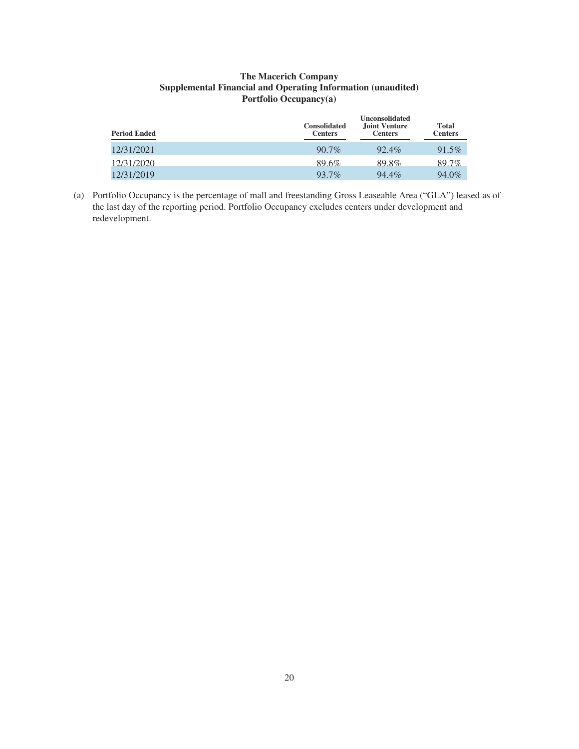**The Macerich Company**
**Supplemental Financial and Operating Information (unaudited)**
**Portfolio Occupancy(a)**

| Period Ended | Consolidated Centers | Unconsolidated Joint Venture Centers | Total Centers |
|---|---|---|---|
| 12/31/2021 | 90.7% | 92.4% | 91.5% |
| 12/31/2020 | 89.6% | 89.8% | 89.7% |
| 12/31/2019 | 93.7% | 94.4% | 94.0% |

(a) Portfolio Occupancy is the percentage of mall and freestanding Gross Leaseable Area ("GLA") leased as of the last day of the reporting period. Portfolio Occupancy excludes centers under development and redevelopment.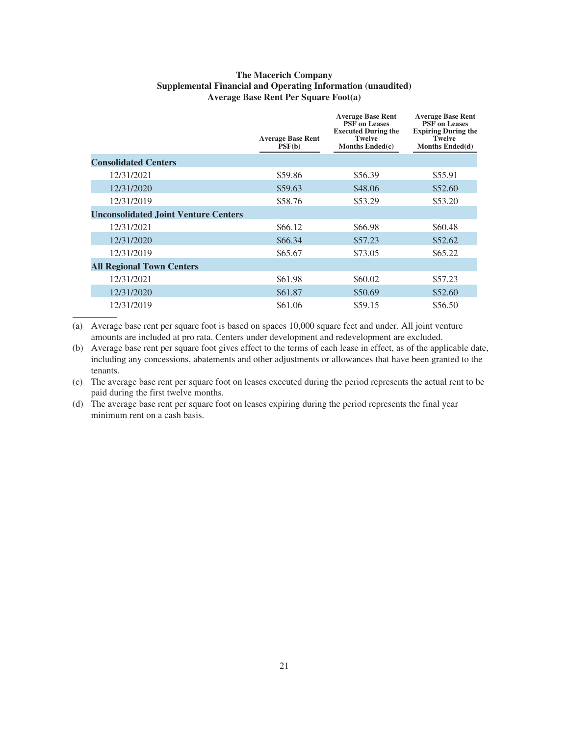**The Macerich Company**
**Supplemental Financial and Operating Information (unaudited)**
**Average Base Rent Per Square Foot(a)**

| | Average Base Rent PSF(b) | Average Base Rent PSF on Leases Executed During the Twelve Months Ended(c) | Average Base Rent PSF on Leases Expiring During the Twelve Months Ended(d) |
|---|---|---|---|
| **Consolidated Centers** | | | |
| 12/31/2021 | $59.86 | $56.39 | $55.91 |
| 12/31/2020 | $59.63 | $48.06 | $52.60 |
| 12/31/2019 | $58.76 | $53.29 | $53.20 |
| **Unconsolidated Joint Venture Centers** | | | |
| 12/31/2021 | $66.12 | $66.98 | $60.48 |
| 12/31/2020 | $66.34 | $57.23 | $52.62 |
| 12/31/2019 | $65.67 | $73.05 | $65.22 |
| **All Regional Town Centers** | | | |
| 12/31/2021 | $61.98 | $60.02 | $57.23 |
| 12/31/2020 | $61.87 | $50.69 | $52.60 |
| 12/31/2019 | $61.06 | $59.15 | $56.50 |

(a) Average base rent per square foot is based on spaces 10,000 square feet and under. All joint venture amounts are included at pro rata. Centers under development and redevelopment are excluded.

(b) Average base rent per square foot gives effect to the terms of each lease in effect, as of the applicable date, including any concessions, abatements and other adjustments or allowances that have been granted to the tenants.

(c) The average base rent per square foot on leases executed during the period represents the actual rent to be paid during the first twelve months.

(d) The average base rent per square foot on leases expiring during the period represents the final year minimum rent on a cash basis.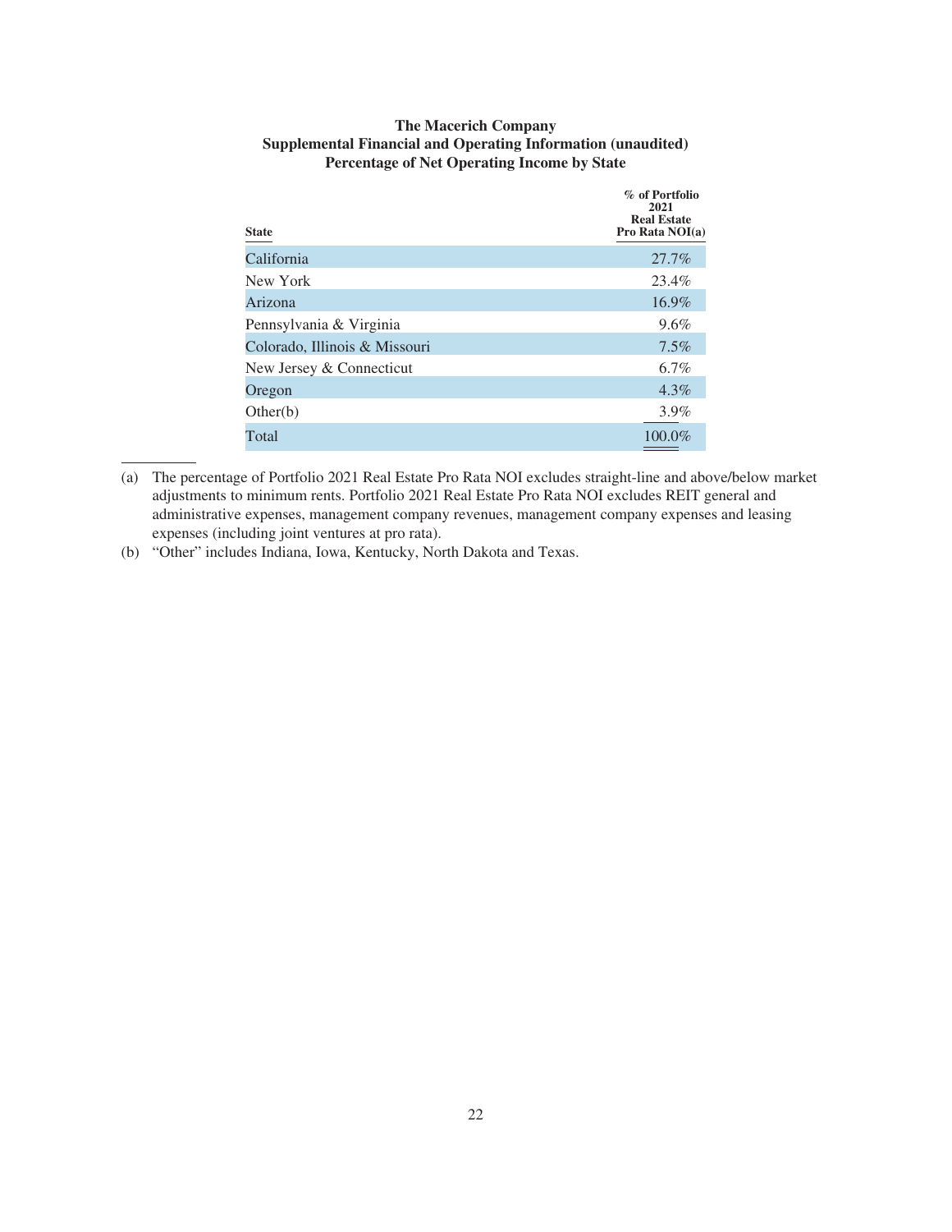**The Macerich Company**
**Supplemental Financial and Operating Information (unaudited)**
**Percentage of Net Operating Income by State**

| State | % of Portfolio 2021 Real Estate Pro Rata NOI(a) |
|---|---|
| California | 27.7% |
| New York | 23.4% |
| Arizona | 16.9% |
| Pennsylvania & Virginia | 9.6% |
| Colorado, Illinois & Missouri | 7.5% |
| New Jersey & Connecticut | 6.7% |
| Oregon | 4.3% |
| Other(b) | 3.9% |
| Total | 100.0% |

(a) The percentage of Portfolio 2021 Real Estate Pro Rata NOI excludes straight-line and above/below market adjustments to minimum rents. Portfolio 2021 Real Estate Pro Rata NOI excludes REIT general and administrative expenses, management company revenues, management company expenses and leasing expenses (including joint ventures at pro rata).

(b) "Other" includes Indiana, Iowa, Kentucky, North Dakota and Texas.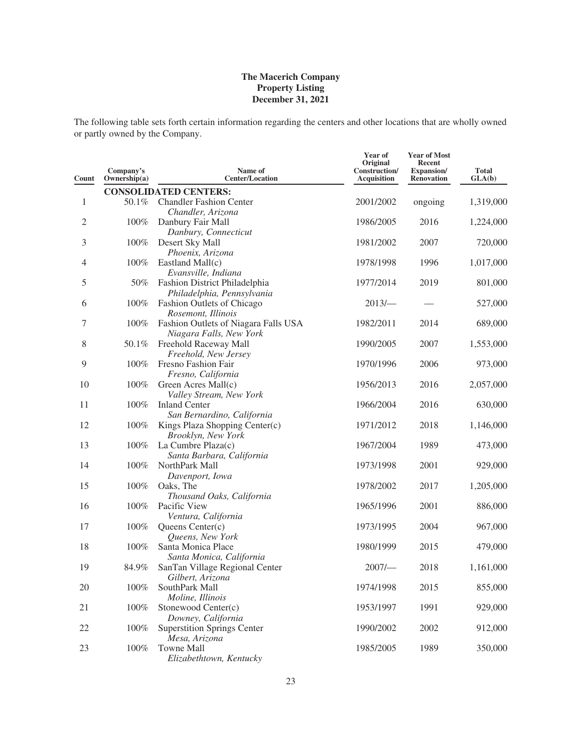# The Macerich Company
## Property Listing
### December 31, 2021

The following table sets forth certain information regarding the centers and other locations that are wholly owned or partly owned by the Company.

| Count | Company's Ownership(a) | Name of Center/Location | Year of Original Construction/ Acquisition | Year of Most Recent Expansion/ Renovation | Total GLA(b) |
|---|---|---|---|---|---|
| | | **CONSOLIDATED CENTERS:** | | | |
| 1 | 50.1% | Chandler Fashion Center *Chandler, Arizona* | 2001/2002 | ongoing | 1,319,000 |
| 2 | 100% | Danbury Fair Mall *Danbury, Connecticut* | 1986/2005 | 2016 | 1,224,000 |
| 3 | 100% | Desert Sky Mall *Phoenix, Arizona* | 1981/2002 | 2007 | 720,000 |
| 4 | 100% | Eastland Mall(c) *Evansville, Indiana* | 1978/1998 | 1996 | 1,017,000 |
| 5 | 50% | Fashion District Philadelphia *Philadelphia, Pennsylvania* | 1977/2014 | 2019 | 801,000 |
| 6 | 100% | Fashion Outlets of Chicago *Rosemont, Illinois* | 2013/— | — | 527,000 |
| 7 | 100% | Fashion Outlets of Niagara Falls USA *Niagara Falls, New York* | 1982/2011 | 2014 | 689,000 |
| 8 | 50.1% | Freehold Raceway Mall *Freehold, New Jersey* | 1990/2005 | 2007 | 1,553,000 |
| 9 | 100% | Fresno Fashion Fair *Fresno, California* | 1970/1996 | 2006 | 973,000 |
| 10 | 100% | Green Acres Mall(c) *Valley Stream, New York* | 1956/2013 | 2016 | 2,057,000 |
| 11 | 100% | Inland Center *San Bernardino, California* | 1966/2004 | 2016 | 630,000 |
| 12 | 100% | Kings Plaza Shopping Center(c) *Brooklyn, New York* | 1971/2012 | 2018 | 1,146,000 |
| 13 | 100% | La Cumbre Plaza(c) *Santa Barbara, California* | 1967/2004 | 1989 | 473,000 |
| 14 | 100% | NorthPark Mall *Davenport, Iowa* | 1973/1998 | 2001 | 929,000 |
| 15 | 100% | Oaks, The *Thousand Oaks, California* | 1978/2002 | 2017 | 1,205,000 |
| 16 | 100% | Pacific View *Ventura, California* | 1965/1996 | 2001 | 886,000 |
| 17 | 100% | Queens Center(c) *Queens, New York* | 1973/1995 | 2004 | 967,000 |
| 18 | 100% | Santa Monica Place *Santa Monica, California* | 1980/1999 | 2015 | 479,000 |
| 19 | 84.9% | SanTan Village Regional Center *Gilbert, Arizona* | 2007/— | 2018 | 1,161,000 |
| 20 | 100% | SouthPark Mall *Moline, Illinois* | 1974/1998 | 2015 | 855,000 |
| 21 | 100% | Stonewood Center(c) *Downey, California* | 1953/1997 | 1991 | 929,000 |
| 22 | 100% | Superstition Springs Center *Mesa, Arizona* | 1990/2002 | 2002 | 912,000 |
| 23 | 100% | Towne Mall *Elizabethtown, Kentucky* | 1985/2005 | 1989 | 350,000 |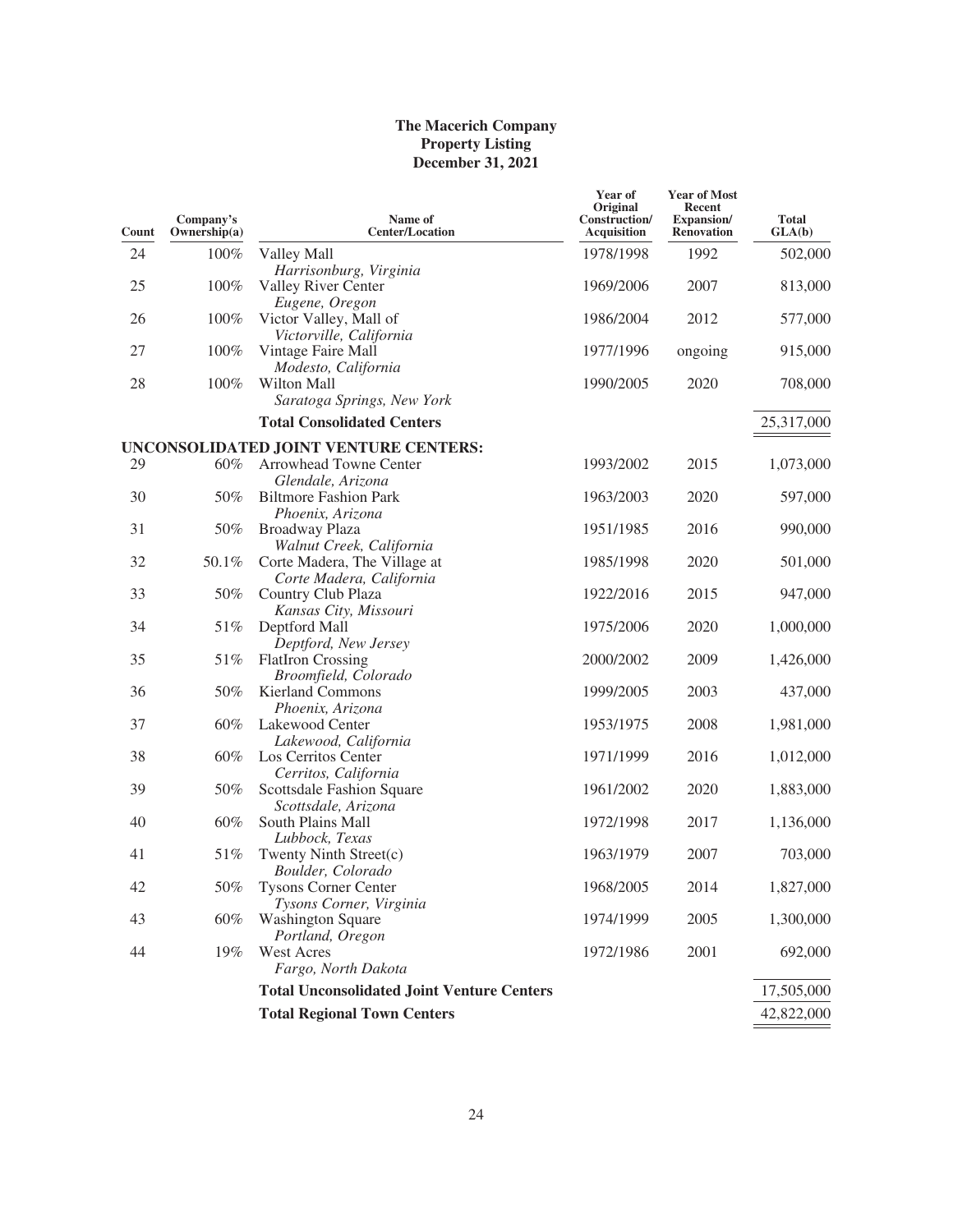**The Macerich Company**
**Property Listing**
**December 31, 2021**

| Count | Company's Ownership(a) | Name of Center/Location | Year of Original Construction/ Acquisition | Year of Most Recent Expansion/ Renovation | Total GLA(b) |
|---|---|---|---|---|---|
| 24 | 100% | Valley Mall<br>*Harrisonburg, Virginia* | 1978/1998 | 1992 | 502,000 |
| 25 | 100% | Valley River Center<br>*Eugene, Oregon* | 1969/2006 | 2007 | 813,000 |
| 26 | 100% | Victor Valley, Mall of<br>*Victorville, California* | 1986/2004 | 2012 | 577,000 |
| 27 | 100% | Vintage Faire Mall<br>*Modesto, California* | 1977/1996 | ongoing | 915,000 |
| 28 | 100% | Wilton Mall<br>*Saratoga Springs, New York* | 1990/2005 | 2020 | 708,000 |
| | | **Total Consolidated Centers** | | | 25,317,000 |
| | | **UNCONSOLIDATED JOINT VENTURE CENTERS:** | | | |
| 29 | 60% | Arrowhead Towne Center<br>*Glendale, Arizona* | 1993/2002 | 2015 | 1,073,000 |
| 30 | 50% | Biltmore Fashion Park<br>*Phoenix, Arizona* | 1963/2003 | 2020 | 597,000 |
| 31 | 50% | Broadway Plaza<br>*Walnut Creek, California* | 1951/1985 | 2016 | 990,000 |
| 32 | 50.1% | Corte Madera, The Village at<br>*Corte Madera, California* | 1985/1998 | 2020 | 501,000 |
| 33 | 50% | Country Club Plaza<br>*Kansas City, Missouri* | 1922/2016 | 2015 | 947,000 |
| 34 | 51% | Deptford Mall<br>*Deptford, New Jersey* | 1975/2006 | 2020 | 1,000,000 |
| 35 | 51% | FlatIron Crossing<br>*Broomfield, Colorado* | 2000/2002 | 2009 | 1,426,000 |
| 36 | 50% | Kierland Commons<br>*Phoenix, Arizona* | 1999/2005 | 2003 | 437,000 |
| 37 | 60% | Lakewood Center<br>*Lakewood, California* | 1953/1975 | 2008 | 1,981,000 |
| 38 | 60% | Los Cerritos Center<br>*Cerritos, California* | 1971/1999 | 2016 | 1,012,000 |
| 39 | 50% | Scottsdale Fashion Square<br>*Scottsdale, Arizona* | 1961/2002 | 2020 | 1,883,000 |
| 40 | 60% | South Plains Mall<br>*Lubbock, Texas* | 1972/1998 | 2017 | 1,136,000 |
| 41 | 51% | Twenty Ninth Street(c)<br>*Boulder, Colorado* | 1963/1979 | 2007 | 703,000 |
| 42 | 50% | Tysons Corner Center<br>*Tysons Corner, Virginia* | 1968/2005 | 2014 | 1,827,000 |
| 43 | 60% | Washington Square<br>*Portland, Oregon* | 1974/1999 | 2005 | 1,300,000 |
| 44 | 19% | West Acres<br>*Fargo, North Dakota* | 1972/1986 | 2001 | 692,000 |
| | | **Total Unconsolidated Joint Venture Centers** | | | 17,505,000 |
| | | **Total Regional Town Centers** | | | 42,822,000 |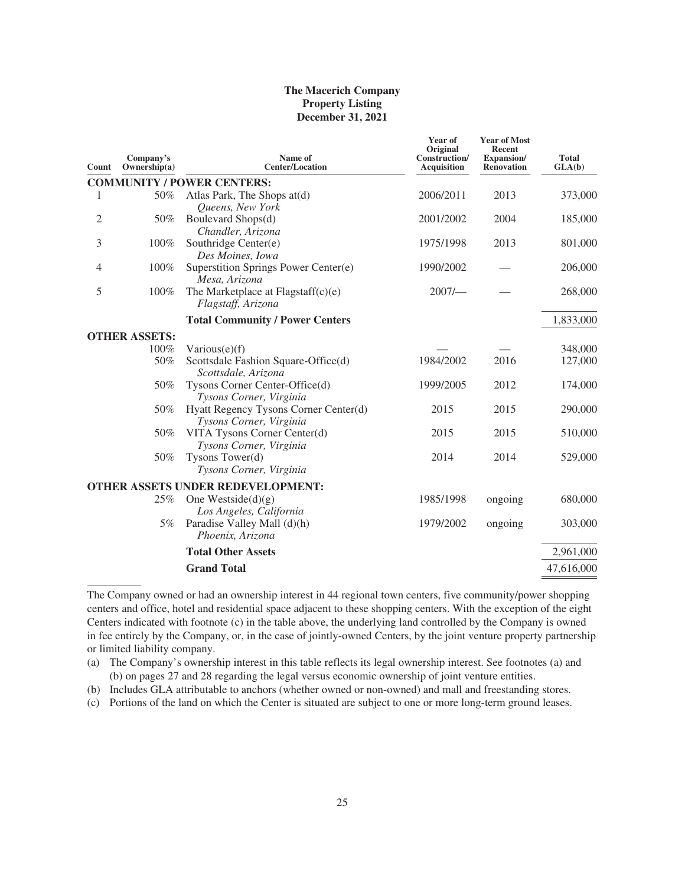**The Macerich Company**
**Property Listing**
**December 31, 2021**

| Count | Company's Ownership(a) | Name of Center/Location | Year of Original Construction/ Acquisition | Year of Most Recent Expansion/ Renovation | Total GLA(b) |
|---|---|---|---|---|---|
| **COMMUNITY / POWER CENTERS:** | | | | | |
| 1 | 50% | Atlas Park, The Shops at(d) *Queens, New York* | 2006/2011 | 2013 | 373,000 |
| 2 | 50% | Boulevard Shops(d) *Chandler, Arizona* | 2001/2002 | 2004 | 185,000 |
| 3 | 100% | Southridge Center(e) *Des Moines, Iowa* | 1975/1998 | 2013 | 801,000 |
| 4 | 100% | Superstition Springs Power Center(e) *Mesa, Arizona* | 1990/2002 | — | 206,000 |
| 5 | 100% | The Marketplace at Flagstaff(c)(e) *Flagstaff, Arizona* | 2007/— | — | 268,000 |
| | | **Total Community / Power Centers** | | | 1,833,000 |
| **OTHER ASSETS:** | | | | | |
| | 100% | Various(e)(f) | — | — | 348,000 |
| | 50% | Scottsdale Fashion Square-Office(d) *Scottsdale, Arizona* | 1984/2002 | 2016 | 127,000 |
| | 50% | Tysons Corner Center-Office(d) *Tysons Corner, Virginia* | 1999/2005 | 2012 | 174,000 |
| | 50% | Hyatt Regency Tysons Corner Center(d) *Tysons Corner, Virginia* | 2015 | 2015 | 290,000 |
| | 50% | VITA Tysons Corner Center(d) *Tysons Corner, Virginia* | 2015 | 2015 | 510,000 |
| | 50% | Tysons Tower(d) *Tysons Corner, Virginia* | 2014 | 2014 | 529,000 |
| **OTHER ASSETS UNDER REDEVELOPMENT:** | | | | | |
| | 25% | One Westside(d)(g) *Los Angeles, California* | 1985/1998 | ongoing | 680,000 |
| | 5% | Paradise Valley Mall (d)(h) *Phoenix, Arizona* | 1979/2002 | ongoing | 303,000 |
| | | **Total Other Assets** | | | 2,961,000 |
| | | **Grand Total** | | | 47,616,000 |

The Company owned or had an ownership interest in 44 regional town centers, five community/power shopping centers and office, hotel and residential space adjacent to these shopping centers. With the exception of the eight Centers indicated with footnote (c) in the table above, the underlying land controlled by the Company is owned in fee entirely by the Company, or, in the case of jointly-owned Centers, by the joint venture property partnership or limited liability company.

(a) The Company's ownership interest in this table reflects its legal ownership interest. See footnotes (a) and (b) on pages 27 and 28 regarding the legal versus economic ownership of joint venture entities.

(b) Includes GLA attributable to anchors (whether owned or non-owned) and mall and freestanding stores.

(c) Portions of the land on which the Center is situated are subject to one or more long-term ground leases.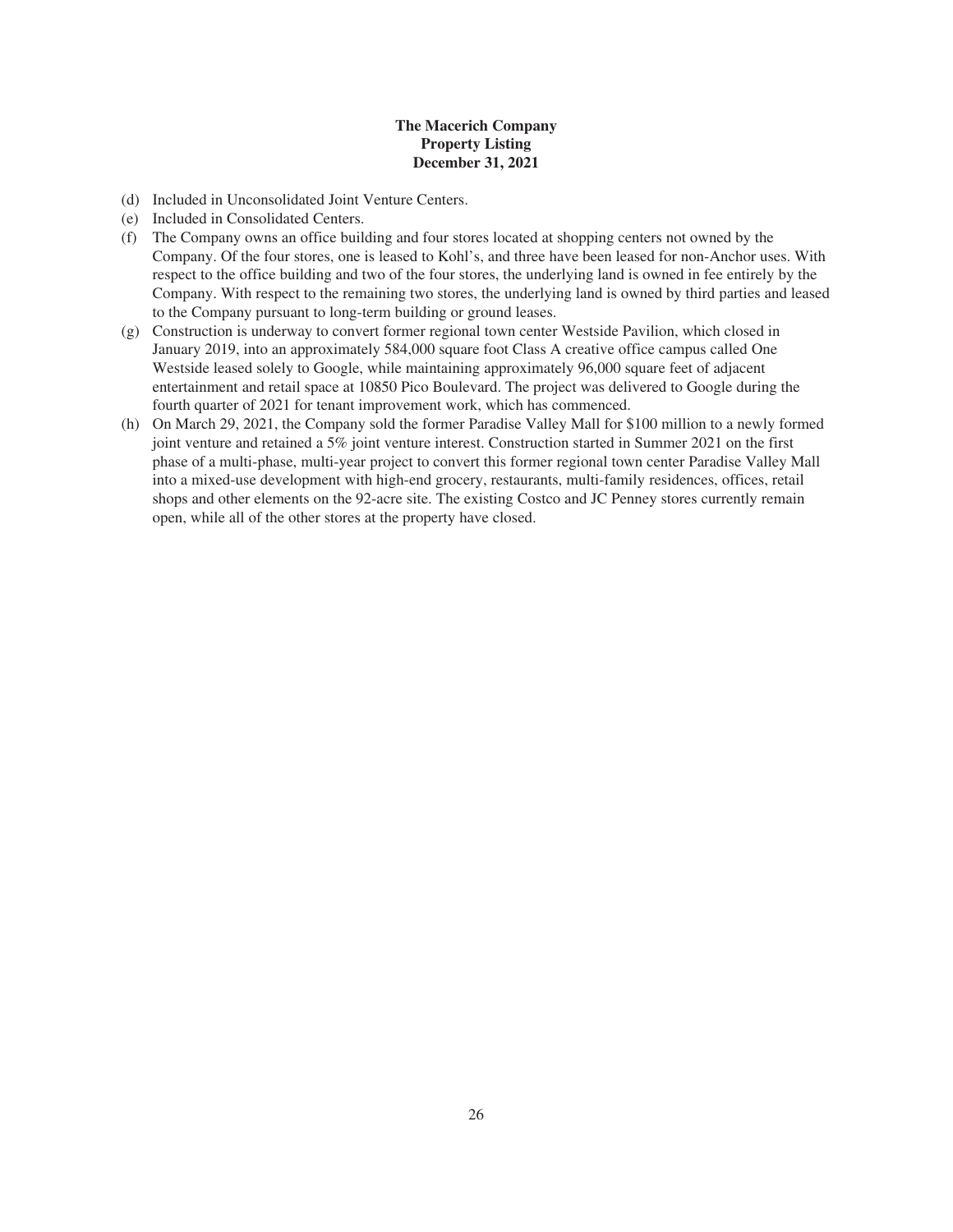**The Macerich Company**
**Property Listing**
**December 31, 2021**

(d) Included in Unconsolidated Joint Venture Centers.

(e) Included in Consolidated Centers.

(f) The Company owns an office building and four stores located at shopping centers not owned by the Company. Of the four stores, one is leased to Kohl's, and three have been leased for non-Anchor uses. With respect to the office building and two of the four stores, the underlying land is owned in fee entirely by the Company. With respect to the remaining two stores, the underlying land is owned by third parties and leased to the Company pursuant to long-term building or ground leases.

(g) Construction is underway to convert former regional town center Westside Pavilion, which closed in January 2019, into an approximately 584,000 square foot Class A creative office campus called One Westside leased solely to Google, while maintaining approximately 96,000 square feet of adjacent entertainment and retail space at 10850 Pico Boulevard. The project was delivered to Google during the fourth quarter of 2021 for tenant improvement work, which has commenced.

(h) On March 29, 2021, the Company sold the former Paradise Valley Mall for $100 million to a newly formed joint venture and retained a 5% joint venture interest. Construction started in Summer 2021 on the first phase of a multi-phase, multi-year project to convert this former regional town center Paradise Valley Mall into a mixed-use development with high-end grocery, restaurants, multi-family residences, offices, retail shops and other elements on the 92-acre site. The existing Costco and JC Penney stores currently remain open, while all of the other stores at the property have closed.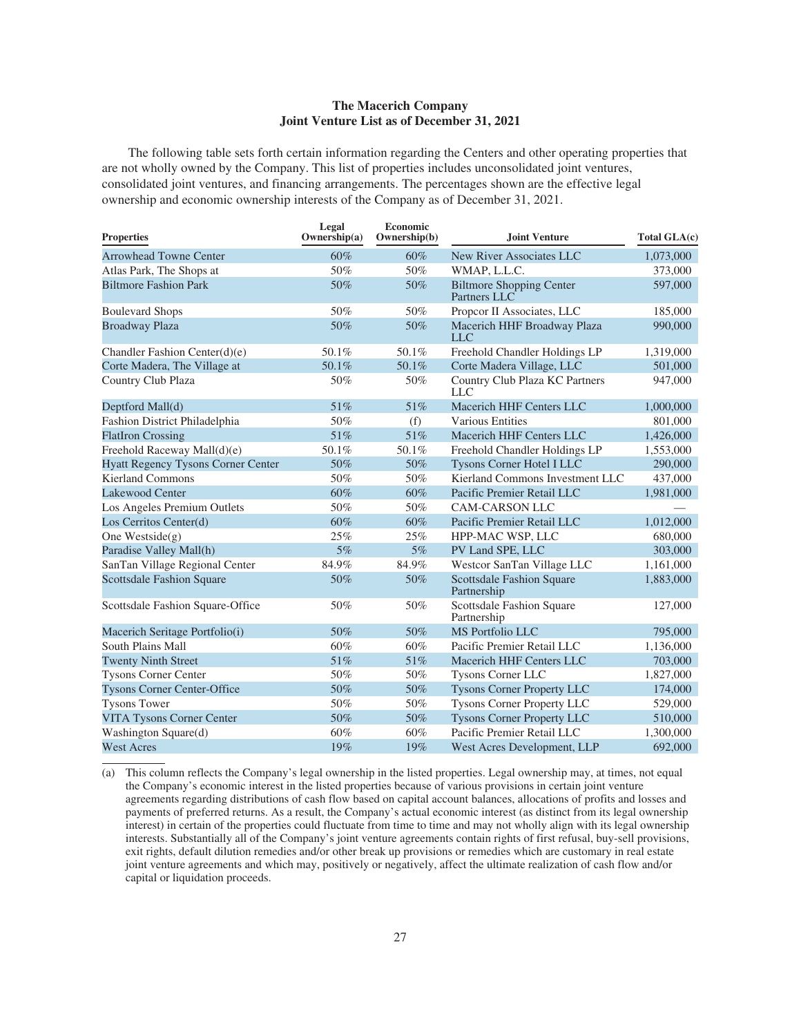## The Macerich Company
## Joint Venture List as of December 31, 2021

The following table sets forth certain information regarding the Centers and other operating properties that are not wholly owned by the Company. This list of properties includes unconsolidated joint ventures, consolidated joint ventures, and financing arrangements. The percentages shown are the effective legal ownership and economic ownership interests of the Company as of December 31, 2021.

| Properties | Legal Ownership(a) | Economic Ownership(b) | Joint Venture | Total GLA(c) |
|---|---|---|---|---|
| Arrowhead Towne Center | 60% | 60% | New River Associates LLC | 1,073,000 |
| Atlas Park, The Shops at | 50% | 50% | WMAP, L.L.C. | 373,000 |
| Biltmore Fashion Park | 50% | 50% | Biltmore Shopping Center Partners LLC | 597,000 |
| Boulevard Shops | 50% | 50% | Propcor II Associates, LLC | 185,000 |
| Broadway Plaza | 50% | 50% | Macerich HHF Broadway Plaza LLC | 990,000 |
| Chandler Fashion Center(d)(e) | 50.1% | 50.1% | Freehold Chandler Holdings LP | 1,319,000 |
| Corte Madera, The Village at | 50.1% | 50.1% | Corte Madera Village, LLC | 501,000 |
| Country Club Plaza | 50% | 50% | Country Club Plaza KC Partners LLC | 947,000 |
| Deptford Mall(d) | 51% | 51% | Macerich HHF Centers LLC | 1,000,000 |
| Fashion District Philadelphia | 50% | (f) | Various Entities | 801,000 |
| FlatIron Crossing | 51% | 51% | Macerich HHF Centers LLC | 1,426,000 |
| Freehold Raceway Mall(d)(e) | 50.1% | 50.1% | Freehold Chandler Holdings LP | 1,553,000 |
| Hyatt Regency Tysons Corner Center | 50% | 50% | Tysons Corner Hotel I LLC | 290,000 |
| Kierland Commons | 50% | 50% | Kierland Commons Investment LLC | 437,000 |
| Lakewood Center | 60% | 60% | Pacific Premier Retail LLC | 1,981,000 |
| Los Angeles Premium Outlets | 50% | 50% | CAM-CARSON LLC | — |
| Los Cerritos Center(d) | 60% | 60% | Pacific Premier Retail LLC | 1,012,000 |
| One Westside(g) | 25% | 25% | HPP-MAC WSP, LLC | 680,000 |
| Paradise Valley Mall(h) | 5% | 5% | PV Land SPE, LLC | 303,000 |
| SanTan Village Regional Center | 84.9% | 84.9% | Westcor SanTan Village LLC | 1,161,000 |
| Scottsdale Fashion Square | 50% | 50% | Scottsdale Fashion Square Partnership | 1,883,000 |
| Scottsdale Fashion Square-Office | 50% | 50% | Scottsdale Fashion Square Partnership | 127,000 |
| Macerich Seritage Portfolio(i) | 50% | 50% | MS Portfolio LLC | 795,000 |
| South Plains Mall | 60% | 60% | Pacific Premier Retail LLC | 1,136,000 |
| Twenty Ninth Street | 51% | 51% | Macerich HHF Centers LLC | 703,000 |
| Tysons Corner Center | 50% | 50% | Tysons Corner LLC | 1,827,000 |
| Tysons Corner Center-Office | 50% | 50% | Tysons Corner Property LLC | 174,000 |
| Tysons Tower | 50% | 50% | Tysons Corner Property LLC | 529,000 |
| VITA Tysons Corner Center | 50% | 50% | Tysons Corner Property LLC | 510,000 |
| Washington Square(d) | 60% | 60% | Pacific Premier Retail LLC | 1,300,000 |
| West Acres | 19% | 19% | West Acres Development, LLP | 692,000 |

(a) This column reflects the Company's legal ownership in the listed properties. Legal ownership may, at times, not equal the Company's economic interest in the listed properties because of various provisions in certain joint venture agreements regarding distributions of cash flow based on capital account balances, allocations of profits and losses and payments of preferred returns. As a result, the Company's actual economic interest (as distinct from its legal ownership interest) in certain of the properties could fluctuate from time to time and may not wholly align with its legal ownership interests. Substantially all of the Company's joint venture agreements contain rights of first refusal, buy-sell provisions, exit rights, default dilution remedies and/or other break up provisions or remedies which are customary in real estate joint venture agreements and which may, positively or negatively, affect the ultimate realization of cash flow and/or capital or liquidation proceeds.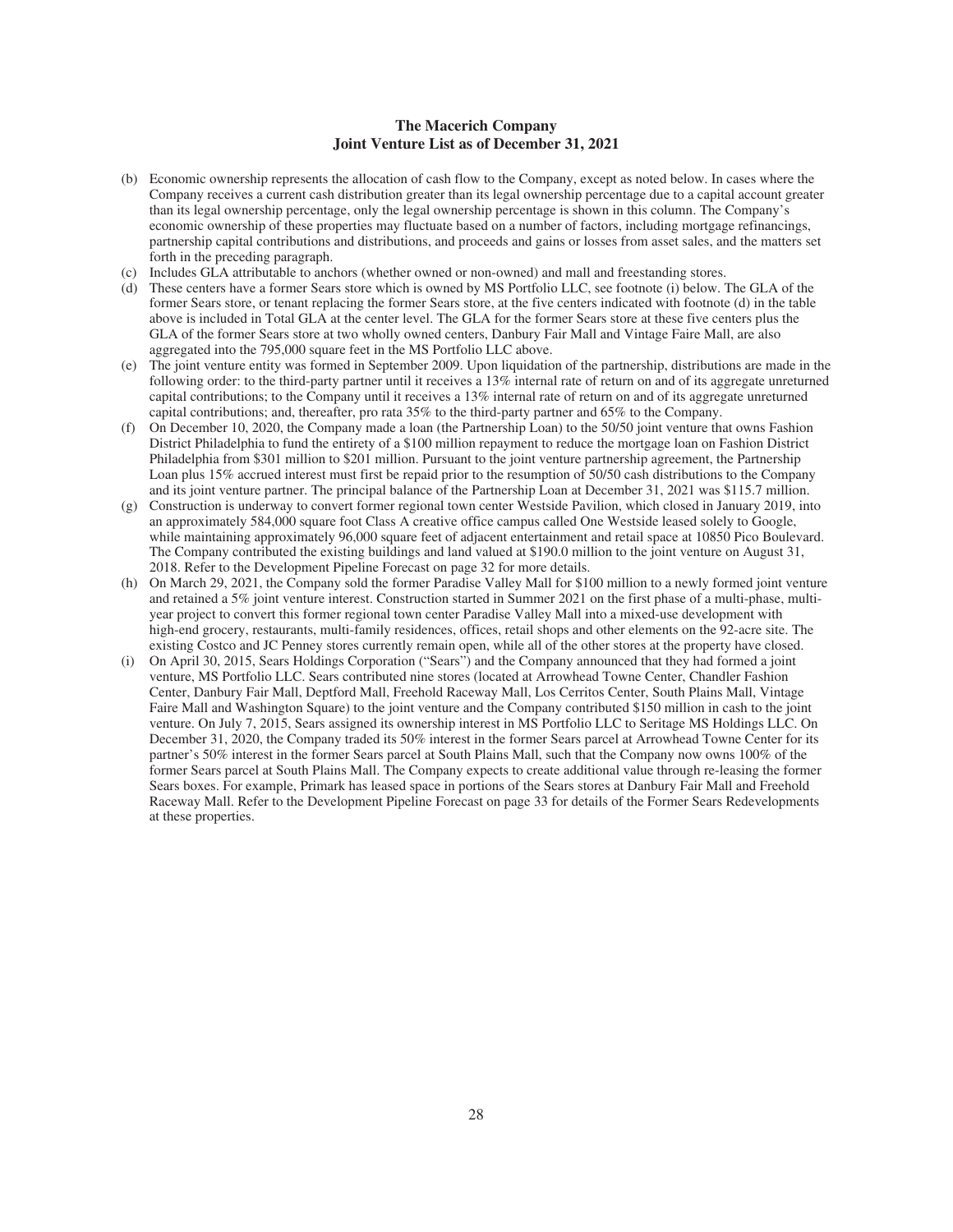## The Macerich Company
## Joint Venture List as of December 31, 2021

(b) Economic ownership represents the allocation of cash flow to the Company, except as noted below. In cases where the Company receives a current cash distribution greater than its legal ownership percentage due to a capital account greater than its legal ownership percentage, only the legal ownership percentage is shown in this column. The Company's economic ownership of these properties may fluctuate based on a number of factors, including mortgage refinancings, partnership capital contributions and distributions, and proceeds and gains or losses from asset sales, and the matters set forth in the preceding paragraph.

(c) Includes GLA attributable to anchors (whether owned or non-owned) and mall and freestanding stores.

(d) These centers have a former Sears store which is owned by MS Portfolio LLC, see footnote (i) below. The GLA of the former Sears store, or tenant replacing the former Sears store, at the five centers indicated with footnote (d) in the table above is included in Total GLA at the center level. The GLA for the former Sears store at these five centers plus the GLA of the former Sears store at two wholly owned centers, Danbury Fair Mall and Vintage Faire Mall, are also aggregated into the 795,000 square feet in the MS Portfolio LLC above.

(e) The joint venture entity was formed in September 2009. Upon liquidation of the partnership, distributions are made in the following order: to the third-party partner until it receives a 13% internal rate of return on and of its aggregate unreturned capital contributions; to the Company until it receives a 13% internal rate of return on and of its aggregate unreturned capital contributions; and, thereafter, pro rata 35% to the third-party partner and 65% to the Company.

(f) On December 10, 2020, the Company made a loan (the Partnership Loan) to the 50/50 joint venture that owns Fashion District Philadelphia to fund the entirety of a $100 million repayment to reduce the mortgage loan on Fashion District Philadelphia from $301 million to $201 million. Pursuant to the joint venture partnership agreement, the Partnership Loan plus 15% accrued interest must first be repaid prior to the resumption of 50/50 cash distributions to the Company and its joint venture partner. The principal balance of the Partnership Loan at December 31, 2021 was $115.7 million.

(g) Construction is underway to convert former regional town center Westside Pavilion, which closed in January 2019, into an approximately 584,000 square foot Class A creative office campus called One Westside leased solely to Google, while maintaining approximately 96,000 square feet of adjacent entertainment and retail space at 10850 Pico Boulevard. The Company contributed the existing buildings and land valued at $190.0 million to the joint venture on August 31, 2018. Refer to the Development Pipeline Forecast on page 32 for more details.

(h) On March 29, 2021, the Company sold the former Paradise Valley Mall for $100 million to a newly formed joint venture and retained a 5% joint venture interest. Construction started in Summer 2021 on the first phase of a multi-phase, multi-year project to convert this former regional town center Paradise Valley Mall into a mixed-use development with high-end grocery, restaurants, multi-family residences, offices, retail shops and other elements on the 92-acre site. The existing Costco and JC Penney stores currently remain open, while all of the other stores at the property have closed.

(i) On April 30, 2015, Sears Holdings Corporation ("Sears") and the Company announced that they had formed a joint venture, MS Portfolio LLC. Sears contributed nine stores (located at Arrowhead Towne Center, Chandler Fashion Center, Danbury Fair Mall, Deptford Mall, Freehold Raceway Mall, Los Cerritos Center, South Plains Mall, Vintage Faire Mall and Washington Square) to the joint venture and the Company contributed $150 million in cash to the joint venture. On July 7, 2015, Sears assigned its ownership interest in MS Portfolio LLC to Seritage MS Holdings LLC. On December 31, 2020, the Company traded its 50% interest in the former Sears parcel at Arrowhead Towne Center for its partner's 50% interest in the former Sears parcel at South Plains Mall, such that the Company now owns 100% of the former Sears parcel at South Plains Mall. The Company expects to create additional value through re-leasing the former Sears boxes. For example, Primark has leased space in portions of the Sears stores at Danbury Fair Mall and Freehold Raceway Mall. Refer to the Development Pipeline Forecast on page 33 for details of the Former Sears Redevelopments at these properties.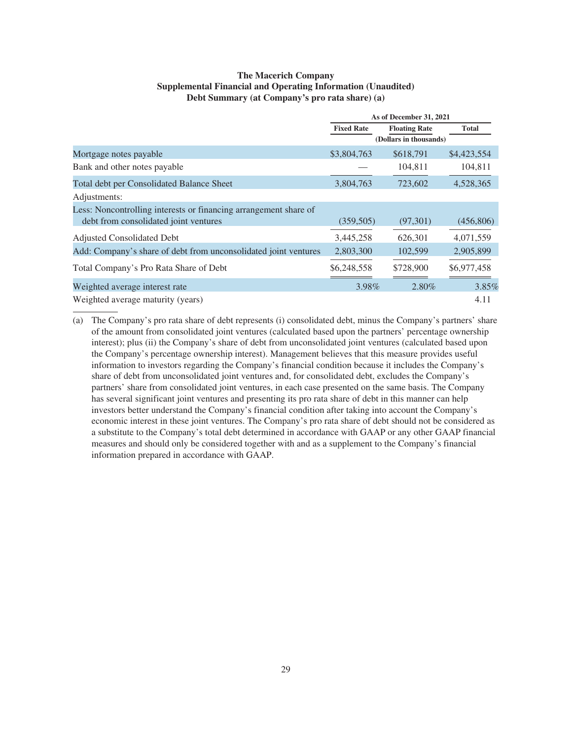**The Macerich Company**
**Supplemental Financial and Operating Information (Unaudited)**
**Debt Summary (at Company's pro rata share) (a)**

| | As of December 31, 2021 | | |
|---|---|---|---|
| | **Fixed Rate** | **Floating Rate** | **Total** |
| | | (Dollars in thousands) | |
| Mortgage notes payable | $3,804,763 | $618,791 | $4,423,554 |
| Bank and other notes payable | — | 104,811 | 104,811 |
| Total debt per Consolidated Balance Sheet | 3,804,763 | 723,602 | 4,528,365 |
| Adjustments: | | | |
| Less: Noncontrolling interests or financing arrangement share of debt from consolidated joint ventures | (359,505) | (97,301) | (456,806) |
| Adjusted Consolidated Debt | 3,445,258 | 626,301 | 4,071,559 |
| Add: Company's share of debt from unconsolidated joint ventures | 2,803,300 | 102,599 | 2,905,899 |
| Total Company's Pro Rata Share of Debt | $6,248,558 | $728,900 | $6,977,458 |
| Weighted average interest rate | 3.98% | 2.80% | 3.85% |
| Weighted average maturity (years) | | | 4.11 |

(a) The Company's pro rata share of debt represents (i) consolidated debt, minus the Company's partners' share of the amount from consolidated joint ventures (calculated based upon the partners' percentage ownership interest); plus (ii) the Company's share of debt from unconsolidated joint ventures (calculated based upon the Company's percentage ownership interest). Management believes that this measure provides useful information to investors regarding the Company's financial condition because it includes the Company's share of debt from unconsolidated joint ventures and, for consolidated debt, excludes the Company's partners' share from consolidated joint ventures, in each case presented on the same basis. The Company has several significant joint ventures and presenting its pro rata share of debt in this manner can help investors better understand the Company's financial condition after taking into account the Company's economic interest in these joint ventures. The Company's pro rata share of debt should not be considered as a substitute to the Company's total debt determined in accordance with GAAP or any other GAAP financial measures and should only be considered together with and as a supplement to the Company's financial information prepared in accordance with GAAP.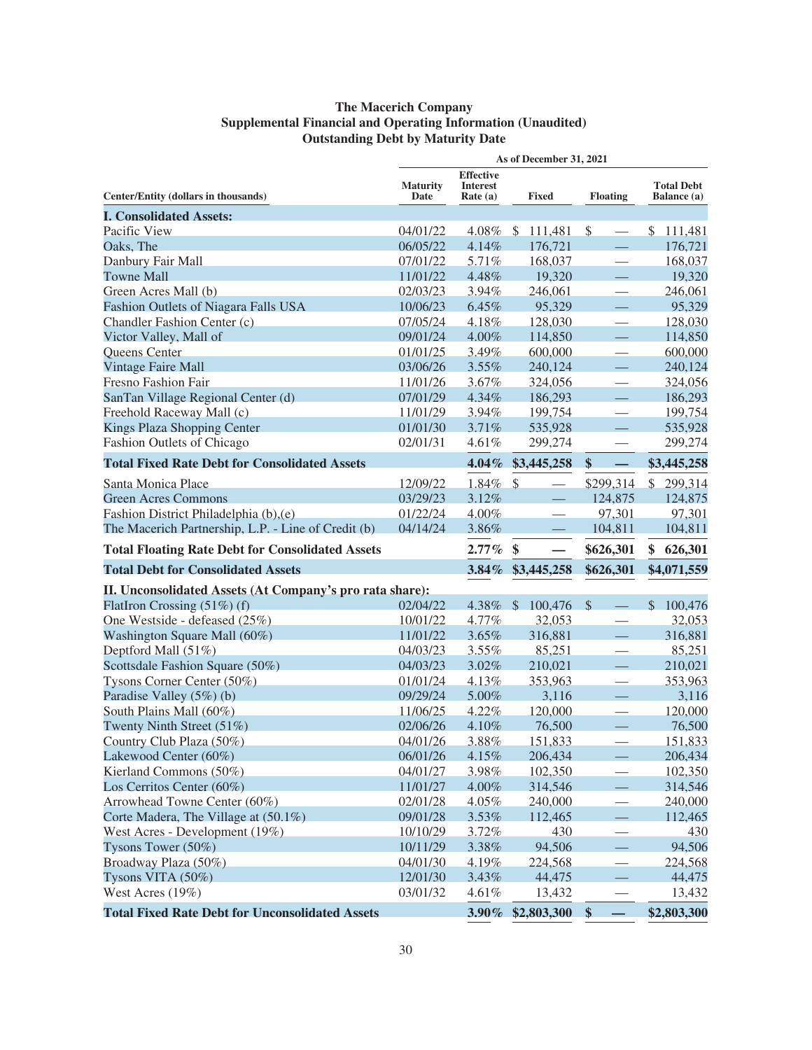**The Macerich Company**
**Supplemental Financial and Operating Information (Unaudited)**
**Outstanding Debt by Maturity Date**

| | As of December 31, 2021 | | | | |
|---|---|---|---|---|---|
| **Center/Entity (dollars in thousands)** | **Maturity Date** | **Effective Interest Rate (a)** | **Fixed** | **Floating** | **Total Debt Balance (a)** |
| **I. Consolidated Assets:** | | | | | |
| Pacific View | 04/01/22 | 4.08% | $ 111,481 | $ — | $ 111,481 |
| Oaks, The | 06/05/22 | 4.14% | 176,721 | — | 176,721 |
| Danbury Fair Mall | 07/01/22 | 5.71% | 168,037 | — | 168,037 |
| Towne Mall | 11/01/22 | 4.48% | 19,320 | — | 19,320 |
| Green Acres Mall (b) | 02/03/23 | 3.94% | 246,061 | — | 246,061 |
| Fashion Outlets of Niagara Falls USA | 10/06/23 | 6.45% | 95,329 | — | 95,329 |
| Chandler Fashion Center (c) | 07/05/24 | 4.18% | 128,030 | — | 128,030 |
| Victor Valley, Mall of | 09/01/24 | 4.00% | 114,850 | — | 114,850 |
| Queens Center | 01/01/25 | 3.49% | 600,000 | — | 600,000 |
| Vintage Faire Mall | 03/06/26 | 3.55% | 240,124 | — | 240,124 |
| Fresno Fashion Fair | 11/01/26 | 3.67% | 324,056 | — | 324,056 |
| SanTan Village Regional Center (d) | 07/01/29 | 4.34% | 186,293 | — | 186,293 |
| Freehold Raceway Mall (c) | 11/01/29 | 3.94% | 199,754 | — | 199,754 |
| Kings Plaza Shopping Center | 01/01/30 | 3.71% | 535,928 | — | 535,928 |
| Fashion Outlets of Chicago | 02/01/31 | 4.61% | 299,274 | — | 299,274 |
| **Total Fixed Rate Debt for Consolidated Assets** | | **4.04%** | **$3,445,258** | **$ —** | **$3,445,258** |
| Santa Monica Place | 12/09/22 | 1.84% | $ — | $299,314 | $ 299,314 |
| Green Acres Commons | 03/29/23 | 3.12% | — | 124,875 | 124,875 |
| Fashion District Philadelphia (b),(e) | 01/22/24 | 4.00% | — | 97,301 | 97,301 |
| The Macerich Partnership, L.P. - Line of Credit (b) | 04/14/24 | 3.86% | — | 104,811 | 104,811 |
| **Total Floating Rate Debt for Consolidated Assets** | | **2.77%** | **$ —** | **$626,301** | **$ 626,301** |
| **Total Debt for Consolidated Assets** | | **3.84%** | **$3,445,258** | **$626,301** | **$4,071,559** |
| **II. Unconsolidated Assets (At Company's pro rata share):** | | | | | |
| FlatIron Crossing (51%) (f) | 02/04/22 | 4.38% | $ 100,476 | $ — | $ 100,476 |
| One Westside - defeased (25%) | 10/01/22 | 4.77% | 32,053 | — | 32,053 |
| Washington Square Mall (60%) | 11/01/22 | 3.65% | 316,881 | — | 316,881 |
| Deptford Mall (51%) | 04/03/23 | 3.55% | 85,251 | — | 85,251 |
| Scottsdale Fashion Square (50%) | 04/03/23 | 3.02% | 210,021 | — | 210,021 |
| Tysons Corner Center (50%) | 01/01/24 | 4.13% | 353,963 | — | 353,963 |
| Paradise Valley (5%) (b) | 09/29/24 | 5.00% | 3,116 | — | 3,116 |
| South Plains Mall (60%) | 11/06/25 | 4.22% | 120,000 | — | 120,000 |
| Twenty Ninth Street (51%) | 02/06/26 | 4.10% | 76,500 | — | 76,500 |
| Country Club Plaza (50%) | 04/01/26 | 3.88% | 151,833 | — | 151,833 |
| Lakewood Center (60%) | 06/01/26 | 4.15% | 206,434 | — | 206,434 |
| Kierland Commons (50%) | 04/01/27 | 3.98% | 102,350 | — | 102,350 |
| Los Cerritos Center (60%) | 11/01/27 | 4.00% | 314,546 | — | 314,546 |
| Arrowhead Towne Center (60%) | 02/01/28 | 4.05% | 240,000 | — | 240,000 |
| Corte Madera, The Village at (50.1%) | 09/01/28 | 3.53% | 112,465 | — | 112,465 |
| West Acres - Development (19%) | 10/10/29 | 3.72% | 430 | — | 430 |
| Tysons Tower (50%) | 10/11/29 | 3.38% | 94,506 | — | 94,506 |
| Broadway Plaza (50%) | 04/01/30 | 4.19% | 224,568 | — | 224,568 |
| Tysons VITA (50%) | 12/01/30 | 3.43% | 44,475 | — | 44,475 |
| West Acres (19%) | 03/01/32 | 4.61% | 13,432 | — | 13,432 |
| **Total Fixed Rate Debt for Unconsolidated Assets** | | **3.90%** | **$2,803,300** | **$ —** | **$2,803,300** |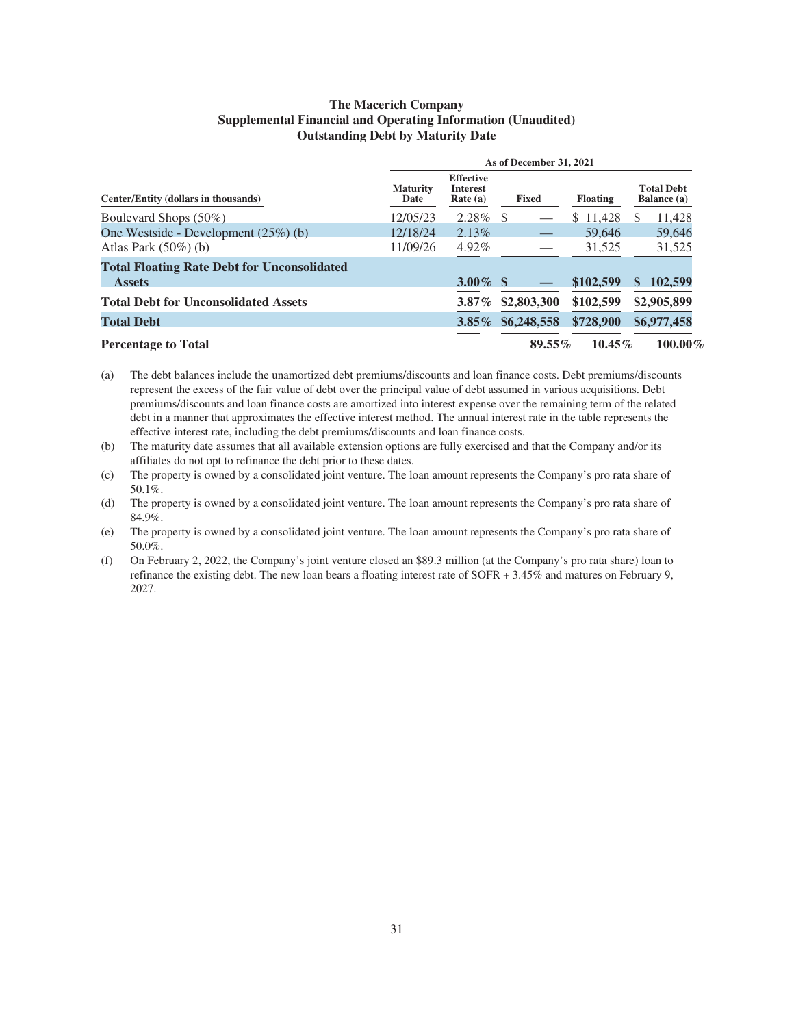**The Macerich Company**
**Supplemental Financial and Operating Information (Unaudited)**
**Outstanding Debt by Maturity Date**

| Center/Entity (dollars in thousands) | Maturity Date | Effective Interest Rate (a) | Fixed | Floating | Total Debt Balance (a) |
|---|---|---|---|---|---|
| | As of December 31, 2021 | | | | |
| Boulevard Shops (50%) | 12/05/23 | 2.28% | $ — | $ 11,428 | $ 11,428 |
| One Westside - Development (25%) (b) | 12/18/24 | 2.13% | — | 59,646 | 59,646 |
| Atlas Park (50%) (b) | 11/09/26 | 4.92% | — | 31,525 | 31,525 |
| **Total Floating Rate Debt for Unconsolidated Assets** | | **3.00%** | **$ —** | **$102,599** | **$ 102,599** |
| **Total Debt for Unconsolidated Assets** | | **3.87%** | **$2,803,300** | **$102,599** | **$2,905,899** |
| **Total Debt** | | **3.85%** | **$6,248,558** | **$728,900** | **$6,977,458** |
| **Percentage to Total** | | | **89.55%** | **10.45%** | **100.00%** |

(a) The debt balances include the unamortized debt premiums/discounts and loan finance costs. Debt premiums/discounts represent the excess of the fair value of debt over the principal value of debt assumed in various acquisitions. Debt premiums/discounts and loan finance costs are amortized into interest expense over the remaining term of the related debt in a manner that approximates the effective interest method. The annual interest rate in the table represents the effective interest rate, including the debt premiums/discounts and loan finance costs.

(b) The maturity date assumes that all available extension options are fully exercised and that the Company and/or its affiliates do not opt to refinance the debt prior to these dates.

(c) The property is owned by a consolidated joint venture. The loan amount represents the Company's pro rata share of 50.1%.

(d) The property is owned by a consolidated joint venture. The loan amount represents the Company's pro rata share of 84.9%.

(e) The property is owned by a consolidated joint venture. The loan amount represents the Company's pro rata share of 50.0%.

(f) On February 2, 2022, the Company's joint venture closed an $89.3 million (at the Company's pro rata share) loan to refinance the existing debt. The new loan bears a floating interest rate of SOFR + 3.45% and matures on February 9, 2027.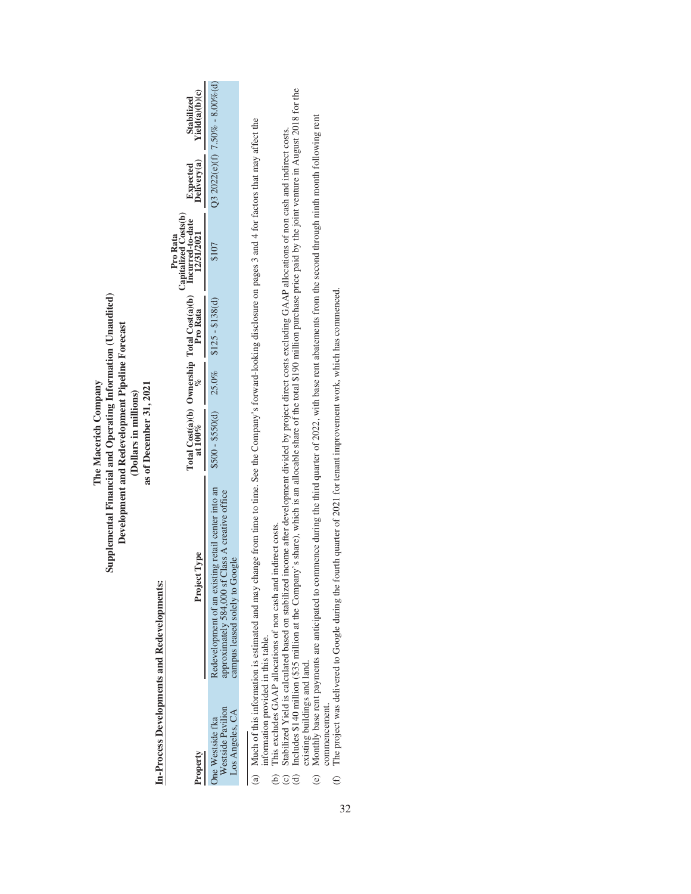# The Macerich Company
## Supplemental Financial and Operating Information (Unaudited)
### Development and Redevelopment Pipeline Forecast
### (Dollars in millions)
### as of December 31, 2021

**In-Process Developments and Redevelopments:**

| Property | Project Type | Total Cost(a)(b) at 100% | Ownership % | Total Cost(a)(b) Pro Rata | Pro Rata Capitalized Costs(b) Incurred-to-date 12/31/2021 | Expected Delivery(a) | Stabilized Yield(a)(b)(c) |
|---|---|---|---|---|---|---|---|
| One Westside fka Westside Pavilion Los Angeles, CA | Redevelopment of an existing retail center into an approximately 584,000 sf Class A creative office campus leased solely to Google | $500 - $550(d) | 25.0% | $125 - $138(d) | $107 | Q3 2022(e)(f) | 7.50% - 8.00%(d) |

(a) Much of this information is estimated and may change from time to time. See the Company's forward-looking disclosure on pages 3 and 4 for factors that may affect the information provided in this table.

(b) This excludes GAAP allocations of non cash and indirect costs.

(c) Stabilized Yield is calculated based on stabilized income after development divided by project direct costs excluding GAAP allocations of non cash and indirect costs.

(d) Includes $140 million ($35 million at the Company's share), which is an allocable share of the total $190 million purchase price paid by the joint venture in August 2018 for the existing buildings and land.

(e) Monthly base rent payments are anticipated to commence during the third quarter of 2022, with base rent abatements from the second through ninth month following rent commencement.

(f) The project was delivered to Google during the fourth quarter of 2021 for tenant improvement work, which has commenced.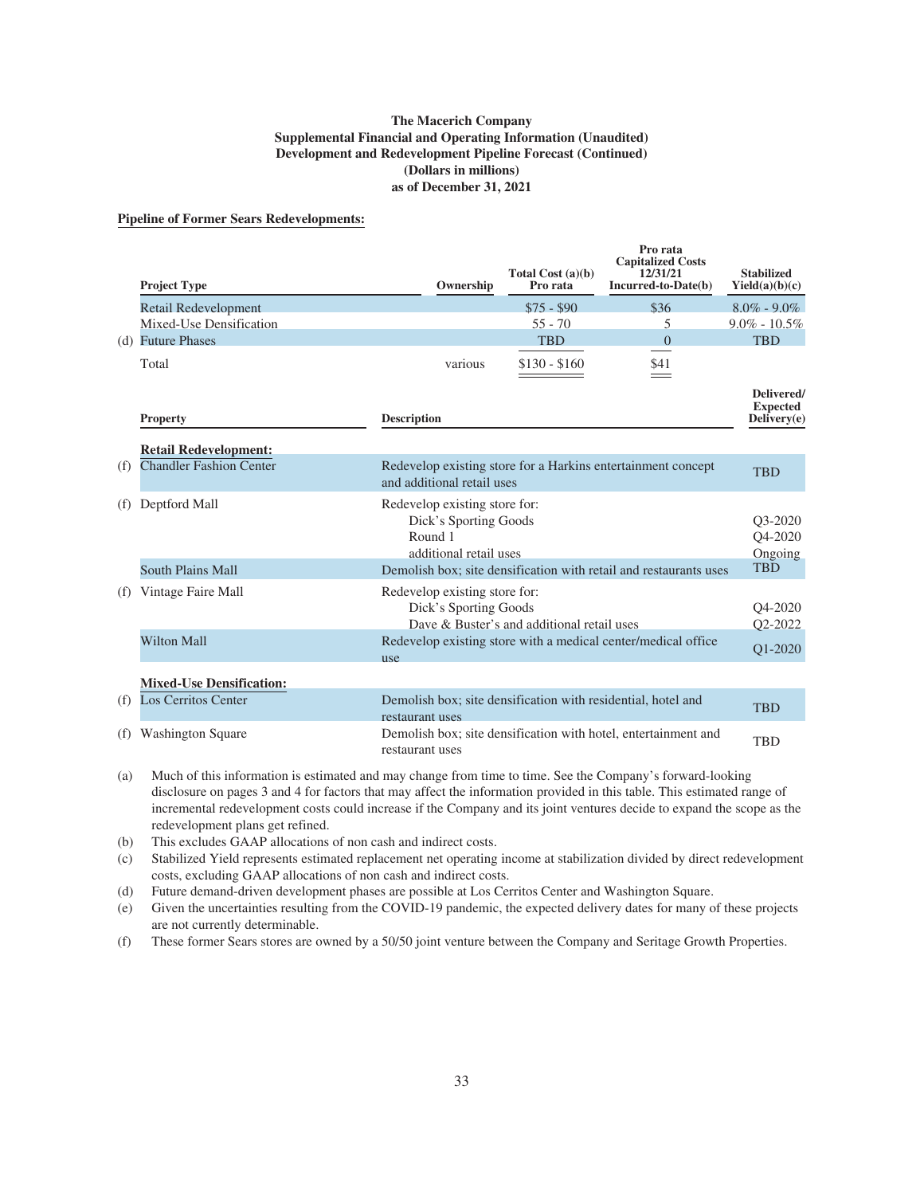**The Macerich Company**
**Supplemental Financial and Operating Information (Unaudited)**
**Development and Redevelopment Pipeline Forecast (Continued)**
**(Dollars in millions)**
**as of December 31, 2021**

**Pipeline of Former Sears Redevelopments:**

| | Project Type | Ownership | Total Cost (a)(b) Pro rata | Pro rata Capitalized Costs 12/31/21 Incurred-to-Date(b) | Stabilized Yield(a)(b)(c) |
|---|---|---|---|---|---|
| | Retail Redevelopment | | \$75 - \$90 | \$36 | 8.0% - 9.0% |
| | Mixed-Use Densification | | 55 - 70 | 5 | 9.0% - 10.5% |
| (d) | Future Phases | | TBD | 0 | TBD |
| | Total | various | \$130 - \$160 | \$41 | |

| | Property | Description | Delivered/ Expected Delivery(e) |
|---|---|---|---|
| | **Retail Redevelopment:** | | |
| (f) | Chandler Fashion Center | Redevelop existing store for a Harkins entertainment concept and additional retail uses | TBD |
| (f) | Deptford Mall | Redevelop existing store for: | |
| | | Dick's Sporting Goods | Q3-2020 |
| | | Round 1 | Q4-2020 |
| | | additional retail uses | Ongoing |
| | South Plains Mall | Demolish box; site densification with retail and restaurants uses | TBD |
| (f) | Vintage Faire Mall | Redevelop existing store for: | |
| | | Dick's Sporting Goods | Q4-2020 |
| | | Dave & Buster's and additional retail uses | Q2-2022 |
| | Wilton Mall | Redevelop existing store with a medical center/medical office use | Q1-2020 |
| | **Mixed-Use Densification:** | | |
| (f) | Los Cerritos Center | Demolish box; site densification with residential, hotel and restaurant uses | TBD |
| (f) | Washington Square | Demolish box; site densification with hotel, entertainment and restaurant uses | TBD |

(a) Much of this information is estimated and may change from time to time. See the Company's forward-looking disclosure on pages 3 and 4 for factors that may affect the information provided in this table. This estimated range of incremental redevelopment costs could increase if the Company and its joint ventures decide to expand the scope as the redevelopment plans get refined.

(b) This excludes GAAP allocations of non cash and indirect costs.

(c) Stabilized Yield represents estimated replacement net operating income at stabilization divided by direct redevelopment costs, excluding GAAP allocations of non cash and indirect costs.

(d) Future demand-driven development phases are possible at Los Cerritos Center and Washington Square.

(e) Given the uncertainties resulting from the COVID-19 pandemic, the expected delivery dates for many of these projects are not currently determinable.

(f) These former Sears stores are owned by a 50/50 joint venture between the Company and Seritage Growth Properties.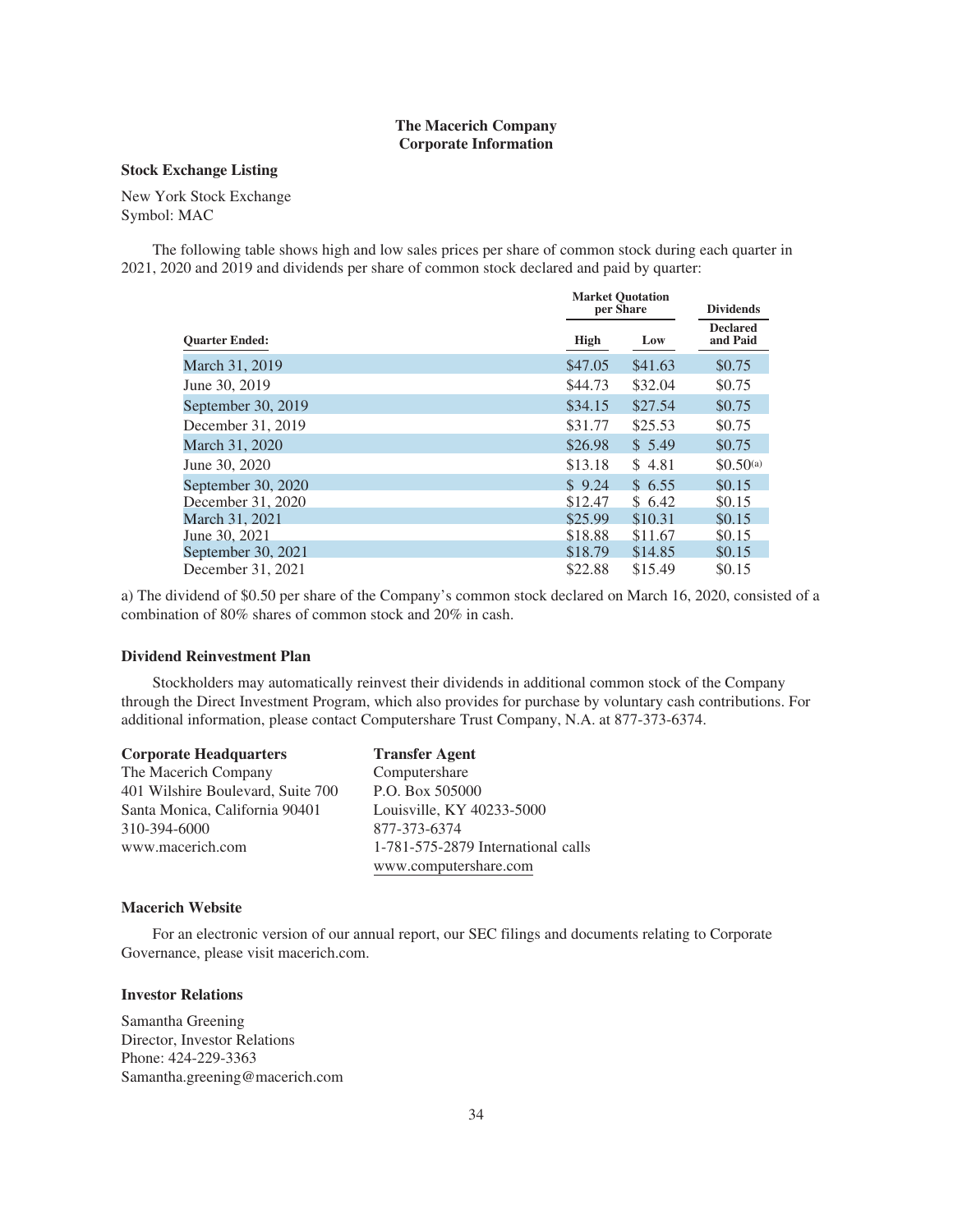# The Macerich Company
## Corporate Information

### Stock Exchange Listing

New York Stock Exchange
Symbol: MAC

The following table shows high and low sales prices per share of common stock during each quarter in 2021, 2020 and 2019 and dividends per share of common stock declared and paid by quarter:

| | Market Quotation per Share | | Dividends |
|---|---|---|---|
| **Quarter Ended:** | **High** | **Low** | **Declared and Paid** |
| March 31, 2019 | $47.05 | $41.63 | $0.75 |
| June 30, 2019 | $44.73 | $32.04 | $0.75 |
| September 30, 2019 | $34.15 | $27.54 | $0.75 |
| December 31, 2019 | $31.77 | $25.53 | $0.75 |
| March 31, 2020 | $26.98 | $ 5.49 | $0.75 |
| June 30, 2020 | $13.18 | $ 4.81 | $0.50[a] |
| September 30, 2020 | $ 9.24 | $ 6.55 | $0.15 |
| December 31, 2020 | $12.47 | $ 6.42 | $0.15 |
| March 31, 2021 | $25.99 | $10.31 | $0.15 |
| June 30, 2021 | $18.88 | $11.67 | $0.15 |
| September 30, 2021 | $18.79 | $14.85 | $0.15 |
| December 31, 2021 | $22.88 | $15.49 | $0.15 |

a) The dividend of $0.50 per share of the Company's common stock declared on March 16, 2020, consisted of a combination of 80% shares of common stock and 20% in cash.

### Dividend Reinvestment Plan

Stockholders may automatically reinvest their dividends in additional common stock of the Company through the Direct Investment Program, which also provides for purchase by voluntary cash contributions. For additional information, please contact Computershare Trust Company, N.A. at 877-373-6374.

**Corporate Headquarters**
The Macerich Company
401 Wilshire Boulevard, Suite 700
Santa Monica, California 90401
310-394-6000
www.macerich.com

**Transfer Agent**
Computershare
P.O. Box 505000
Louisville, KY 40233-5000
877-373-6374
1-781-575-2879 International calls
www.computershare.com

### Macerich Website

For an electronic version of our annual report, our SEC filings and documents relating to Corporate Governance, please visit macerich.com.

### Investor Relations

Samantha Greening
Director, Investor Relations
Phone: 424-229-3363
Samantha.greening@macerich.com